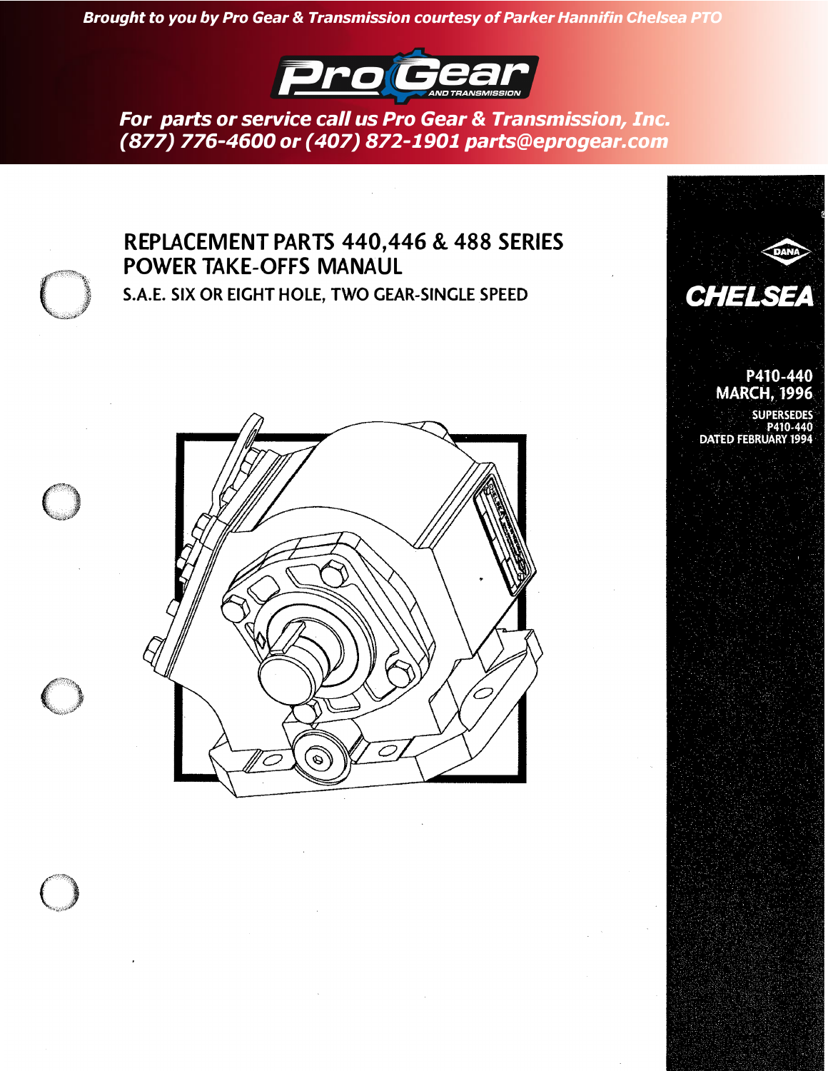*Brought to you by Pro Gear & Transmission courtesy of Parker Hannifin Chelsea PTO*

**Pro Gear AND TRANSMISSION**

*For parts or service call us Pro Gear & Transmission, Inc.*
*(877) 776-4600 or (407) 872-1901 parts@eprogear.com*

# REPLACEMENT PARTS 440,446 & 488 SERIES POWER TAKE-OFFS MANAUL

## S.A.E. SIX OR EIGHT HOLE, TWO GEAR-SINGLE SPEED

DANA

**CHELSEA**

P410-440
MARCH, 1996

SUPERSEDES
P410-440
DATED FEBRUARY 1994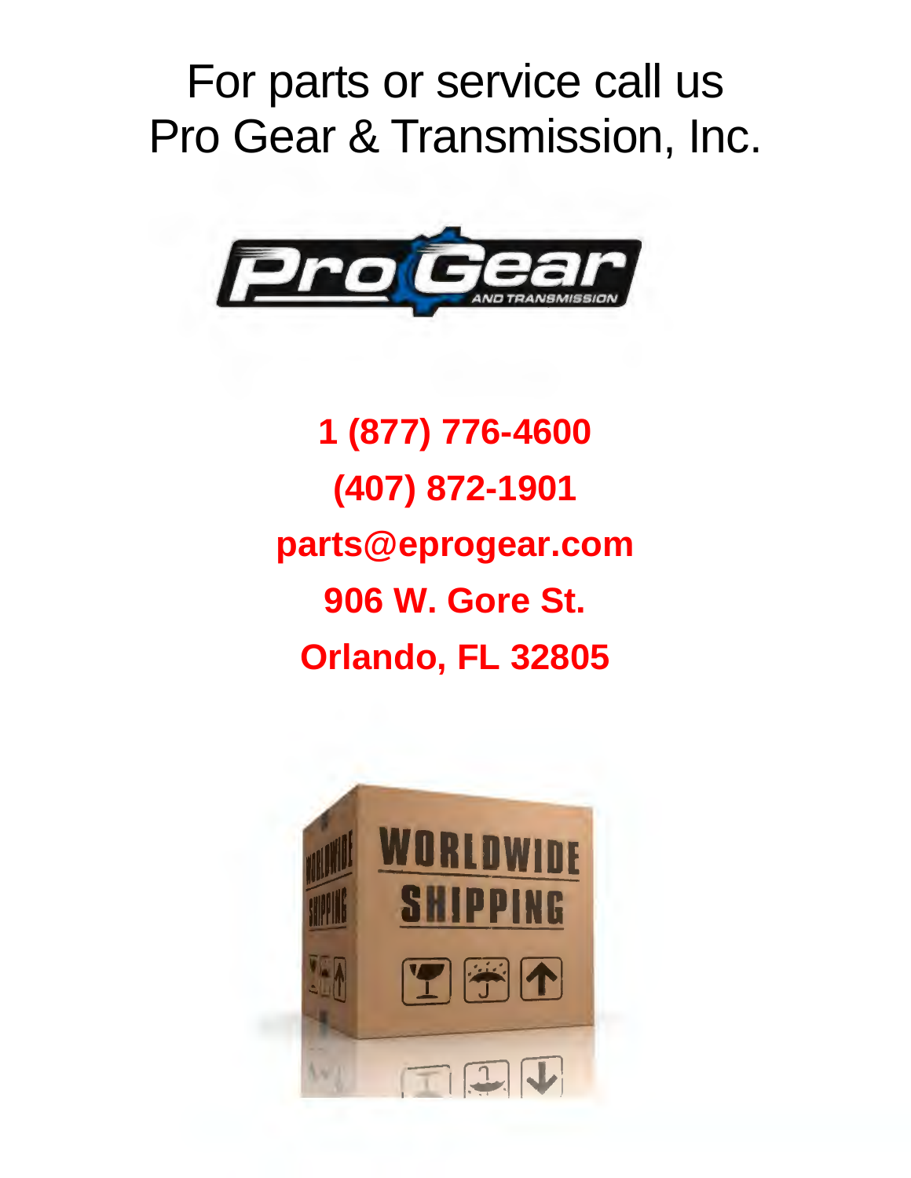For parts or service call us
Pro Gear & Transmission, Inc.

**1 (877) 776-4600**

**(407) 872-1901**

**parts@eprogear.com**

**906 W. Gore St.**

**Orlando, FL 32805**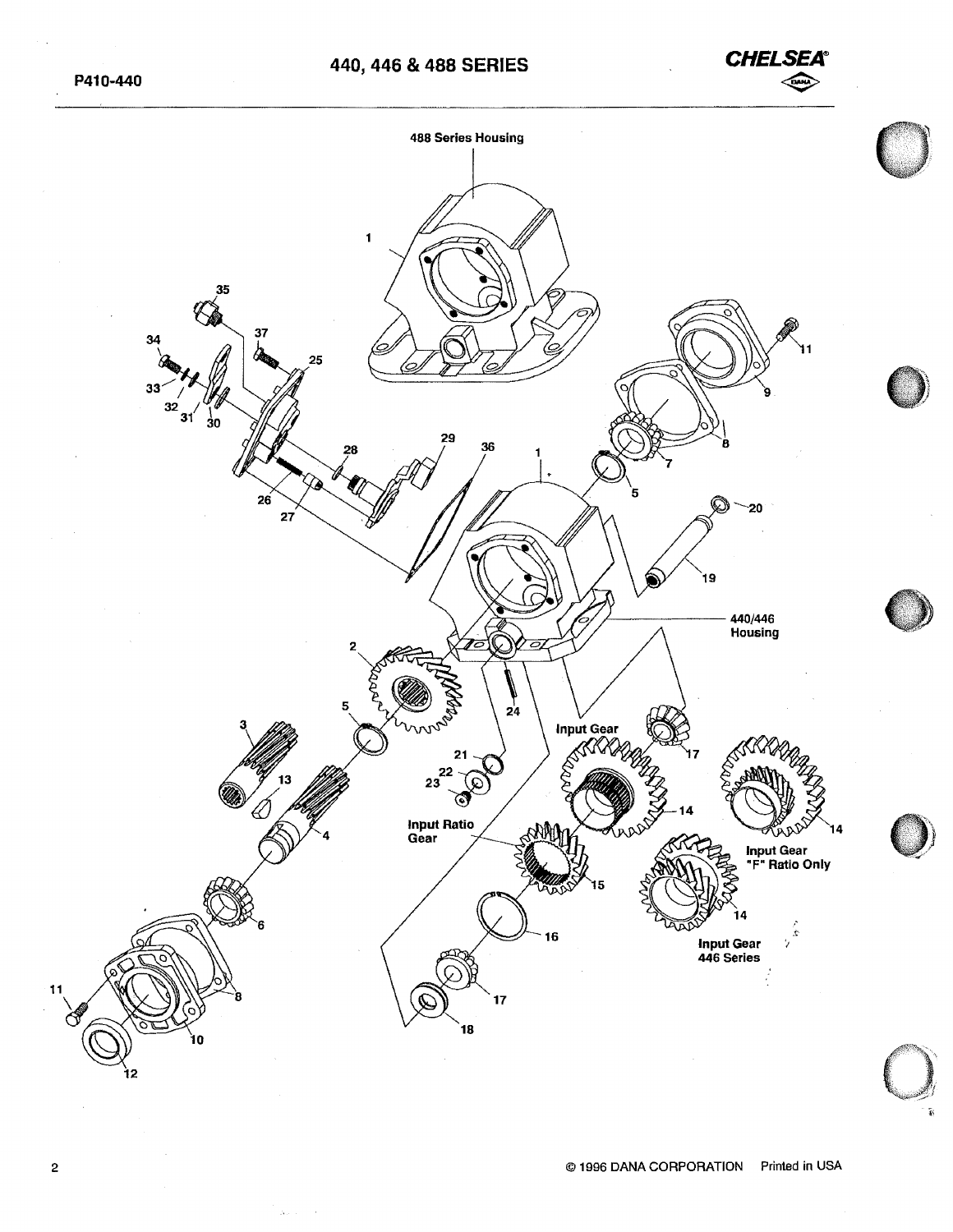488 Series Housing

440/446 Housing

Input Gear

Input Ratio Gear

Input Gear "F" Ratio Only

Input Gear 446 Series

1 2 3 4 5 6 7 8 9 10 11 12 13 14 15 16 17 18 19 20 21 22 23 24 25 26 27 28 29 30 31 32 33 34 35 36 37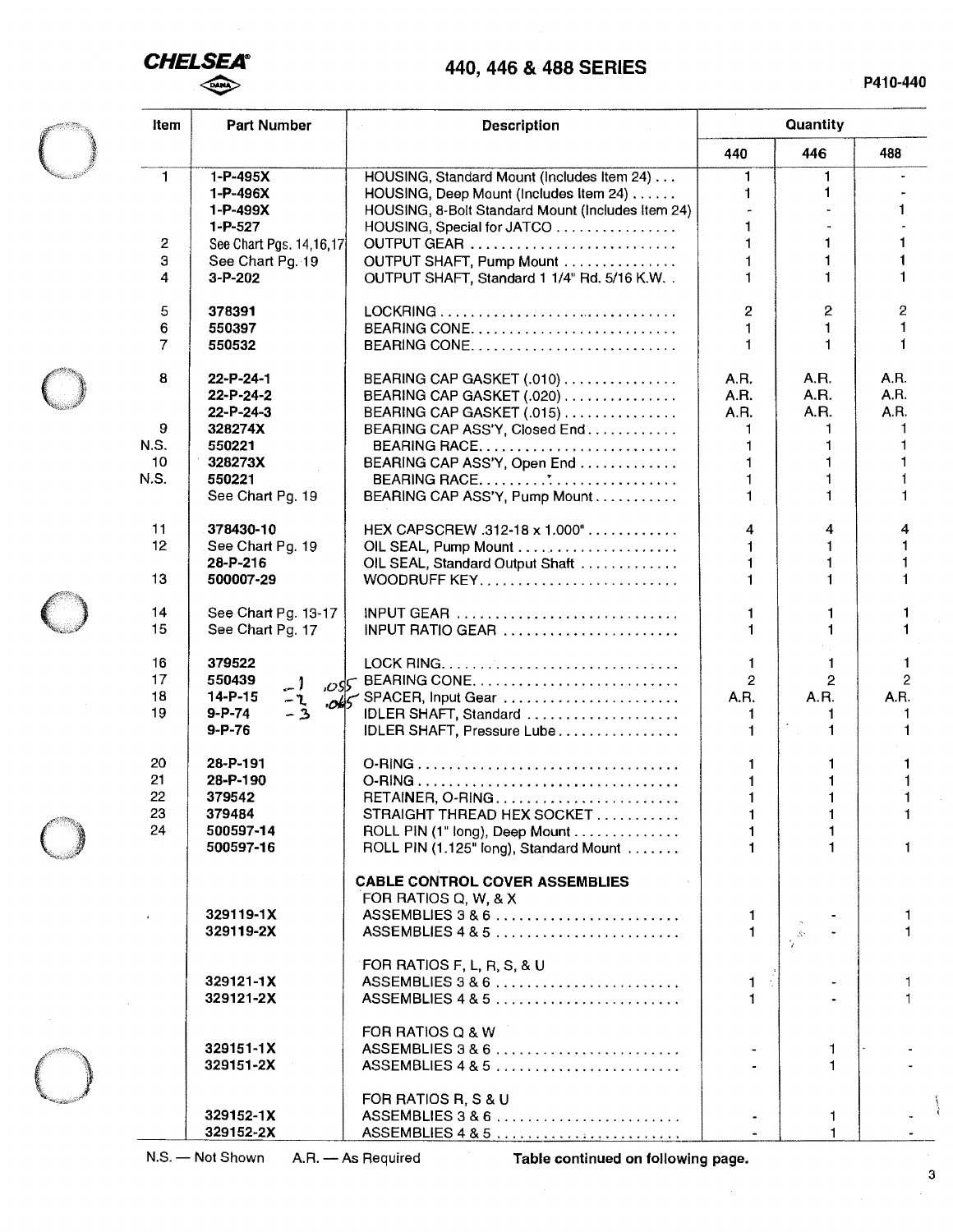**CHELSEA**

# 440, 446 & 488 SERIES

P410-440

| Item | Part Number | Description | Quantity | | |
|---|---|---|---|---|---|
| | | | 440 | 446 | 488 |
| 1 | 1-P-495X | HOUSING, Standard Mount (Includes Item 24) . . . | 1 | 1 | - |
| | 1-P-496X | HOUSING, Deep Mount (Includes Item 24) . . . . . . | 1 | 1 | - |
| | 1-P-499X | HOUSING, 8-Bolt Standard Mount (Includes Item 24) | - | - | 1 |
| | 1-P-527 | HOUSING, Special for JATCO . . . . . . . . . . . . . . . | 1 | - | - |
| 2 | See Chart Pgs. 14,16,17 | OUTPUT GEAR . . . . . . . . . . . . . . . . . . . . . . . . . . | 1 | 1 | 1 |
| 3 | See Chart Pg. 19 | OUTPUT SHAFT, Pump Mount . . . . . . . . . . . . . . . | 1 | 1 | 1 |
| 4 | 3-P-202 | OUTPUT SHAFT, Standard 1 1/4" Rd. 5/16 K.W. . | 1 | 1 | 1 |
| 5 | 378391 | LOCKRING . . . . . . . . . . . . . . . . . . . . . . . . . . . . . . . | 2 | 2 | 2 |
| 6 | 550397 | BEARING CONE. . . . . . . . . . . . . . . . . . . . . . . . . . | 1 | 1 | 1 |
| 7 | 550532 | BEARING CONE. . . . . . . . . . . . . . . . . . . . . . . . . . | 1 | 1 | 1 |
| 8 | 22-P-24-1 | BEARING CAP GASKET (.010) . . . . . . . . . . . . . . . | A.R. | A.R. | A.R. |
| | 22-P-24-2 | BEARING CAP GASKET (.020) . . . . . . . . . . . . . . . | A.R. | A.R. | A.R. |
| | 22-P-24-3 | BEARING CAP GASKET (.015) . . . . . . . . . . . . . . . | A.R. | A.R. | A.R. |
| 9 | 328274X | BEARING CAP ASS'Y, Closed End . . . . . . . . . . . . | 1 | 1 | 1 |
| N.S. | 550221 | BEARING RACE. . . . . . . . . . . . . . . . . . . . . . . . . | 1 | 1 | 1 |
| 10 | 328273X | BEARING CAP ASS'Y, Open End . . . . . . . . . . . . | 1 | 1 | 1 |
| N.S. | 550221 | BEARING RACE. . . . . . . . . . . . . . . . . . . . . . . . . | 1 | 1 | 1 |
| | See Chart Pg. 19 | BEARING CAP ASS'Y, Pump Mount . . . . . . . . . . . | 1 | 1 | 1 |
| 11 | 378430-10 | HEX CAPSCREW .312-18 x 1.000" . . . . . . . . . . . . | 4 | 4 | 4 |
| 12 | See Chart Pg. 19 | OIL SEAL, Pump Mount . . . . . . . . . . . . . . . . . . . . | 1 | 1 | 1 |
| | 28-P-216 | OIL SEAL, Standard Output Shaft . . . . . . . . . . . . | 1 | 1 | 1 |
| 13 | 500007-29 | WOODRUFF KEY. . . . . . . . . . . . . . . . . . . . . . . . . | 1 | 1 | 1 |
| 14 | See Chart Pg. 13-17 | INPUT GEAR . . . . . . . . . . . . . . . . . . . . . . . . . . . | 1 | 1 | 1 |
| 15 | See Chart Pg. 17 | INPUT RATIO GEAR . . . . . . . . . . . . . . . . . . . . . . | 1 | 1 | 1 |
| 16 | 379522 | LOCK RING. . . . . . . . . . . . . . . . . . . . . . . . . . . . . | 1 | 1 | 1 |
| 17 | 550439 -1 .055 | BEARING CONE. . . . . . . . . . . . . . . . . . . . . . . . . . | 2 | 2 | 2 |
| 18 | 14-P-15 -2 .065 | SPACER, Input Gear . . . . . . . . . . . . . . . . . . . . . . | A.R. | A.R. | A.R. |
| 19 | 9-P-74 -3 | IDLER SHAFT, Standard . . . . . . . . . . . . . . . . . . . | 1 | 1 | 1 |
| | 9-P-76 | IDLER SHAFT, Pressure Lube . . . . . . . . . . . . . . . | 1 | 1 | 1 |
| 20 | 28-P-191 | O-RING . . . . . . . . . . . . . . . . . . . . . . . . . . . . . . . . | 1 | 1 | 1 |
| 21 | 28-P-190 | O-RING . . . . . . . . . . . . . . . . . . . . . . . . . . . . . . . . | 1 | 1 | 1 |
| 22 | 379542 | RETAINER, O-RING. . . . . . . . . . . . . . . . . . . . . . . | 1 | 1 | 1 |
| 23 | 379484 | STRAIGHT THREAD HEX SOCKET . . . . . . . . . . . | 1 | 1 | 1 |
| 24 | 500597-14 | ROLL PIN (1" long), Deep Mount . . . . . . . . . . . . . | 1 | 1 | |
| | 500597-16 | ROLL PIN (1.125" long), Standard Mount . . . . . . . | 1 | 1 | 1 |
| | | **CABLE CONTROL COVER ASSEMBLIES** | | | |
| | | FOR RATIOS Q, W, & X | | | |
| | 329119-1X | ASSEMBLIES 3 & 6 . . . . . . . . . . . . . . . . . . . . . . . | 1 | - | 1 |
| | 329119-2X | ASSEMBLIES 4 & 5 . . . . . . . . . . . . . . . . . . . . . . . | 1 | - | 1 |
| | | FOR RATIOS F, L, R, S, & U | | | |
| | 329121-1X | ASSEMBLIES 3 & 6 . . . . . . . . . . . . . . . . . . . . . . . | 1 | - | 1 |
| | 329121-2X | ASSEMBLIES 4 & 5 . . . . . . . . . . . . . . . . . . . . . . . | 1 | - | 1 |
| | | FOR RATIOS Q & W | | | |
| | 329151-1X | ASSEMBLIES 3 & 6 . . . . . . . . . . . . . . . . . . . . . . . | - | 1 | - |
| | 329151-2X | ASSEMBLIES 4 & 5 . . . . . . . . . . . . . . . . . . . . . . . | - | 1 | - |
| | | FOR RATIOS R, S & U | | | |
| | 329152-1X | ASSEMBLIES 3 & 6 . . . . . . . . . . . . . . . . . . . . . . . | - | 1 | - |
| | 329152-2X | ASSEMBLIES 4 & 5 . . . . . . . . . . . . . . . . . . . . . . . | - | 1 | - |

N.S. — Not Shown A.R. — As Required **Table continued on following page.**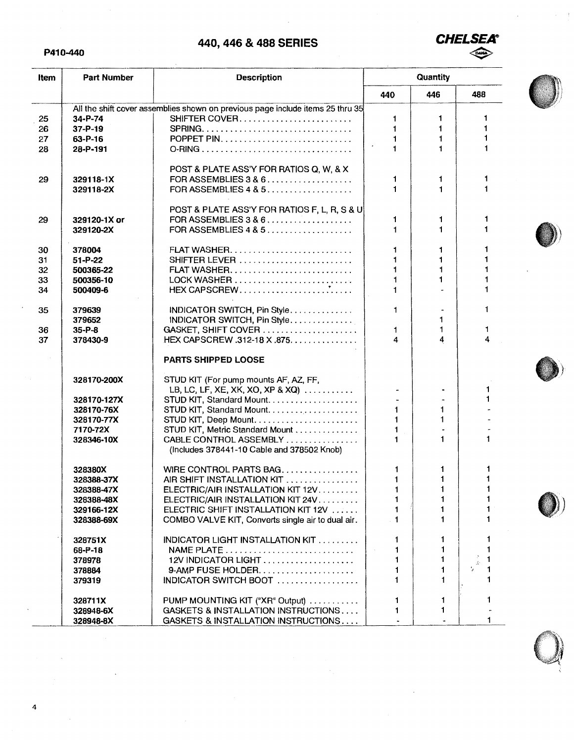# 440, 446 & 488 SERIES

P410-440

| Item | Part Number | Description | Quantity | | |
|---|---|---|---|---|---|
| | | | 440 | 446 | 488 |
| | All the shift cover assemblies shown on previous page include items 25 thru 35 | | | | |
| 25 | 34-P-74 | SHIFTER COVER | 1 | 1 | 1 |
| 26 | 37-P-19 | SPRING | 1 | 1 | 1 |
| 27 | 63-P-16 | POPPET PIN | 1 | 1 | 1 |
| 28 | 28-P-191 | O-RING | 1 | 1 | 1 |
| | | POST & PLATE ASS'Y FOR RATIOS Q, W, & X | | | |
| 29 | 329118-1X | FOR ASSEMBLIES 3 & 6 | 1 | 1 | 1 |
| | 329118-2X | FOR ASSEMBLIES 4 & 5 | 1 | 1 | 1 |
| | | POST & PLATE ASS'Y FOR RATIOS F, L, R, S & U | | | |
| 29 | 329120-1X or | FOR ASSEMBLIES 3 & 6 | 1 | 1 | 1 |
| | 329120-2X | FOR ASSEMBLIES 4 & 5 | 1 | 1 | 1 |
| 30 | 378004 | FLAT WASHER | 1 | 1 | 1 |
| 31 | 51-P-22 | SHIFTER LEVER | 1 | 1 | 1 |
| 32 | 500365-22 | FLAT WASHER | 1 | 1 | 1 |
| 33 | 500356-10 | LOCK WASHER | 1 | 1 | 1 |
| 34 | 500409-6 | HEX CAPSCREW | 1 | - | 1 |
| 35 | 379639 | INDICATOR SWITCH, Pin Style | 1 | - | 1 |
| | 379652 | INDICATOR SWITCH, Pin Style | | 1 | |
| 36 | 35-P-8 | GASKET, SHIFT COVER | 1 | 1 | 1 |
| 37 | 378430-9 | HEX CAPSCREW .312-18 X .875 | 4 | 4 | 4 |
| | | **PARTS SHIPPED LOOSE** | | | |
| | 328170-200X | STUD KIT (For pump mounts AF, AZ, FF, LB, LC, LF, XE, XK, XO, XP & XQ) | - | - | 1 |
| | 328170-127X | STUD KIT, Standard Mount | - | - | 1 |
| | 328170-76X | STUD KIT, Standard Mount | 1 | 1 | - |
| | 328170-77X | STUD KIT, Deep Mount | 1 | 1 | - |
| | 7170-72X | STUD KIT, Metric Standard Mount | 1 | - | - |
| | 328346-10X | CABLE CONTROL ASSEMBLY (Includes 378441-10 Cable and 378502 Knob) | 1 | 1 | 1 |
| | 328380X | WIRE CONTROL PARTS BAG | 1 | 1 | 1 |
| | 328388-37X | AIR SHIFT INSTALLATION KIT | 1 | 1 | 1 |
| | 328388-47X | ELECTRIC/AIR INSTALLATION KIT 12V | 1 | 1 | 1 |
| | 328388-48X | ELECTRIC/AIR INSTALLATION KIT 24V | 1 | 1 | 1 |
| | 329166-12X | ELECTRIC SHIFT INSTALLATION KIT 12V | 1 | 1 | 1 |
| | 328388-69X | COMBO VALVE KIT, Converts single air to dual air. | 1 | 1 | 1 |
| | 328751X | INDICATOR LIGHT INSTALLATION KIT | 1 | 1 | 1 |
| | 68-P-18 | NAME PLATE | 1 | 1 | 1 |
| | 378978 | 12V INDICATOR LIGHT | 1 | 1 | 1 |
| | 378884 | 9-AMP FUSE HOLDER | 1 | 1 | 1 |
| | 379319 | INDICATOR SWITCH BOOT | 1 | 1 | 1 |
| | 328711X | PUMP MOUNTING KIT ("XR" Output) | 1 | 1 | 1 |
| | 328948-6X | GASKETS & INSTALLATION INSTRUCTIONS | 1 | 1 | - |
| | 328948-8X | GASKETS & INSTALLATION INSTRUCTIONS | - | - | 1 |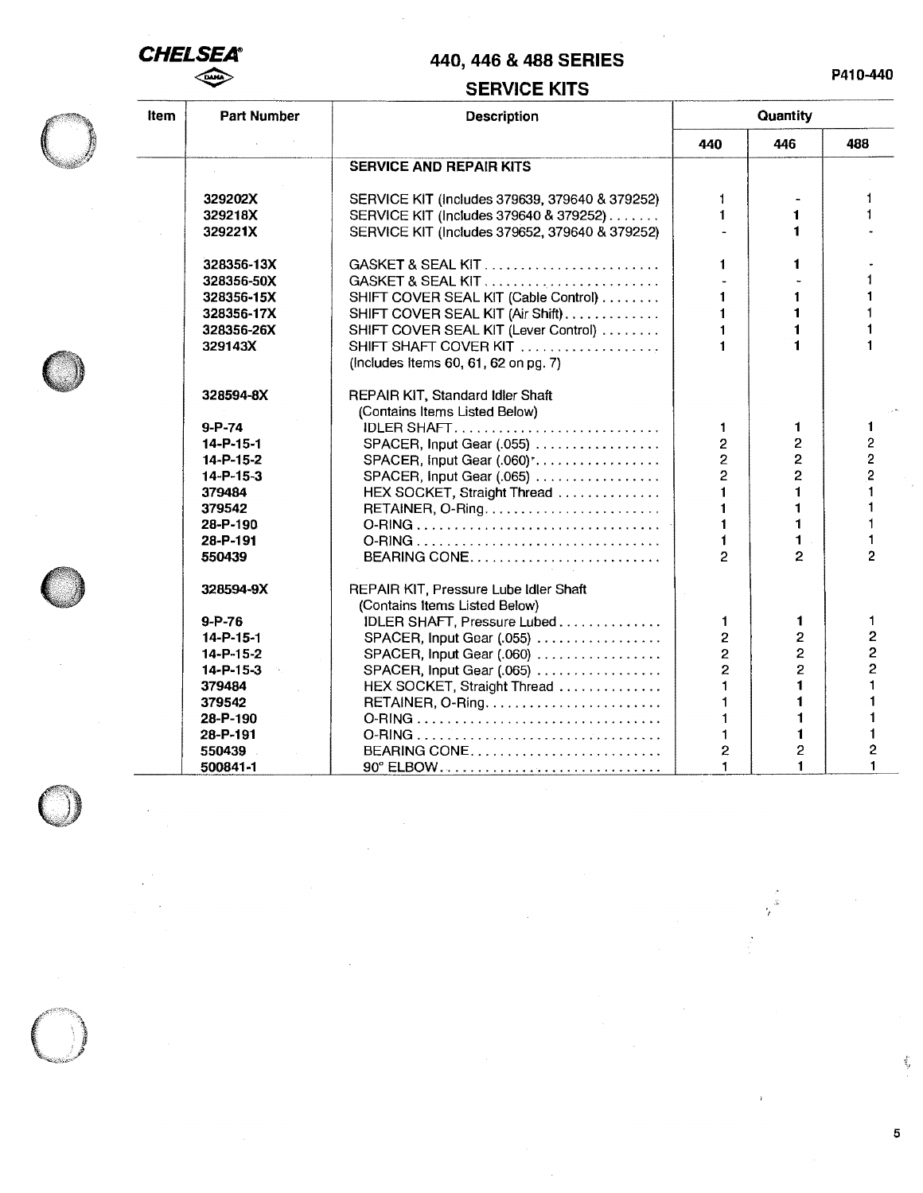# CHELSEA

## 440, 446 & 488 SERIES

## SERVICE KITS

P410-440

| Item | Part Number | Description | Quantity | | |
|---|---|---|---|---|---|
| | | | 440 | 446 | 488 |
| | | **SERVICE AND REPAIR KITS** | | | |
| | 329202X | SERVICE KIT (Includes 379639, 379640 & 379252) | 1 | - | 1 |
| | 329218X | SERVICE KIT (Includes 379640 & 379252) ....... | 1 | 1 | 1 |
| | 329221X | SERVICE KIT (Includes 379652, 379640 & 379252) | - | 1 | - |
| | 328356-13X | GASKET & SEAL KIT ........................ | 1 | 1 | - |
| | 328356-50X | GASKET & SEAL KIT ........................ | - | - | 1 |
| | 328356-15X | SHIFT COVER SEAL KIT (Cable Control) ........ | 1 | 1 | 1 |
| | 328356-17X | SHIFT COVER SEAL KIT (Air Shift) ............. | 1 | 1 | 1 |
| | 328356-26X | SHIFT COVER SEAL KIT (Lever Control) ........ | 1 | 1 | 1 |
| | 329143X | SHIFT SHAFT COVER KIT ................... (Includes Items 60, 61, 62 on pg. 7) | 1 | 1 | 1 |
| | 328594-8X | REPAIR KIT, Standard Idler Shaft (Contains Items Listed Below) | | | |
| | 9-P-74 | IDLER SHAFT ........................... | 1 | 1 | 1 |
| | 14-P-15-1 | SPACER, Input Gear (.055) ................. | 2 | 2 | 2 |
| | 14-P-15-2 | SPACER, Input Gear (.060) ................. | 2 | 2 | 2 |
| | 14-P-15-3 | SPACER, Input Gear (.065) ................. | 2 | 2 | 2 |
| | 379484 | HEX SOCKET, Straight Thread ............. | 1 | 1 | 1 |
| | 379542 | RETAINER, O-Ring ........................ | 1 | 1 | 1 |
| | 28-P-190 | O-RING ................................. | 1 | 1 | 1 |
| | 28-P-191 | O-RING ................................. | 1 | 1 | 1 |
| | 550439 | BEARING CONE .......................... | 2 | 2 | 2 |
| | 328594-9X | REPAIR KIT, Pressure Lube Idler Shaft (Contains Items Listed Below) | | | |
| | 9-P-76 | IDLER SHAFT, Pressure Lubed ............. | 1 | 1 | 1 |
| | 14-P-15-1 | SPACER, Input Gear (.055) ................. | 2 | 2 | 2 |
| | 14-P-15-2 | SPACER, Input Gear (.060) ................. | 2 | 2 | 2 |
| | 14-P-15-3 | SPACER, Input Gear (.065) ................. | 2 | 2 | 2 |
| | 379484 | HEX SOCKET, Straight Thread ............. | 1 | 1 | 1 |
| | 379542 | RETAINER, O-Ring ........................ | 1 | 1 | 1 |
| | 28-P-190 | O-RING ................................. | 1 | 1 | 1 |
| | 28-P-191 | O-RING ................................. | 1 | 1 | 1 |
| | 550439 | BEARING CONE .......................... | 2 | 2 | 2 |
| | 500841-1 | 90° ELBOW .............................. | 1 | 1 | 1 |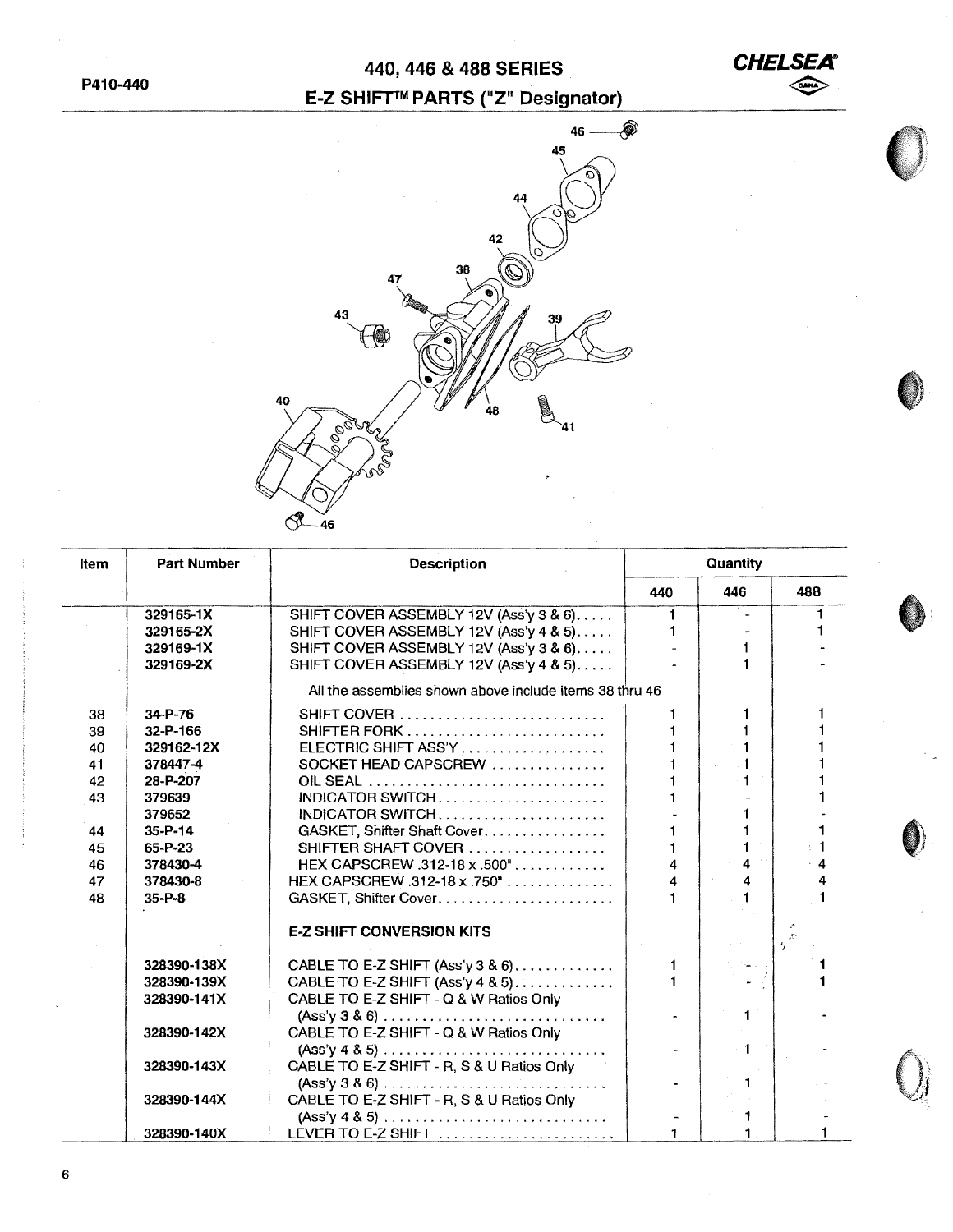# 440, 446 & 488 SERIES

## E-Z SHIFT™ PARTS ("Z" Designator)

| Item | Part Number | Description | Quantity | | |
|---|---|---|---|---|---|
| | | | 440 | 446 | 488 |
| | 329165-1X | SHIFT COVER ASSEMBLY 12V (Ass'y 3 & 6)..... | 1 | - | 1 |
| | 329165-2X | SHIFT COVER ASSEMBLY 12V (Ass'y 4 & 5)..... | 1 | - | 1 |
| | 329169-1X | SHIFT COVER ASSEMBLY 12V (Ass'y 3 & 6)..... | - | 1 | - |
| | 329169-2X | SHIFT COVER ASSEMBLY 12V (Ass'y 4 & 5)..... | - | 1 | - |
| | | All the assemblies shown above include items 38 thru 46 | | | |
| 38 | 34-P-76 | SHIFT COVER ........................... | 1 | 1 | 1 |
| 39 | 32-P-166 | SHIFTER FORK .......................... | 1 | 1 | 1 |
| 40 | 329162-12X | ELECTRIC SHIFT ASS'Y .................. | 1 | 1 | 1 |
| 41 | 378447-4 | SOCKET HEAD CAPSCREW ............... | 1 | 1 | 1 |
| 42 | 28-P-207 | OIL SEAL .............................. | 1 | 1 | 1 |
| 43 | 379639 | INDICATOR SWITCH...................... | 1 | - | 1 |
| | 379652 | INDICATOR SWITCH...................... | - | 1 | - |
| 44 | 35-P-14 | GASKET, Shifter Shaft Cover................ | 1 | 1 | 1 |
| 45 | 65-P-23 | SHIFTER SHAFT COVER ................. | 1 | 1 | 1 |
| 46 | 378430-4 | HEX CAPSCREW .312-18 x .500"............ | 4 | 4 | 4 |
| 47 | 378430-8 | HEX CAPSCREW .312-18 x .750".............. | 4 | 4 | 4 |
| 48 | 35-P-8 | GASKET, Shifter Cover....................... | 1 | 1 | 1 |
| | | **E-Z SHIFT CONVERSION KITS** | | | |
| | 328390-138X | CABLE TO E-Z SHIFT (Ass'y 3 & 6)............. | 1 | - | 1 |
| | 328390-139X | CABLE TO E-Z SHIFT (Ass'y 4 & 5)............. | 1 | - | 1 |
| | 328390-141X | CABLE TO E-Z SHIFT - Q & W Ratios Only (Ass'y 3 & 6) ............................. | - | 1 | - |
| | 328390-142X | CABLE TO E-Z SHIFT - Q & W Ratios Only (Ass'y 4 & 5) ............................. | - | 1 | - |
| | 328390-143X | CABLE TO E-Z SHIFT - R, S & U Ratios Only (Ass'y 3 & 6) ............................. | - | 1 | - |
| | 328390-144X | CABLE TO E-Z SHIFT - R, S & U Ratios Only (Ass'y 4 & 5) ............................. | - | 1 | - |
| | 328390-140X | LEVER TO E-Z SHIFT ....................... | 1 | 1 | 1 |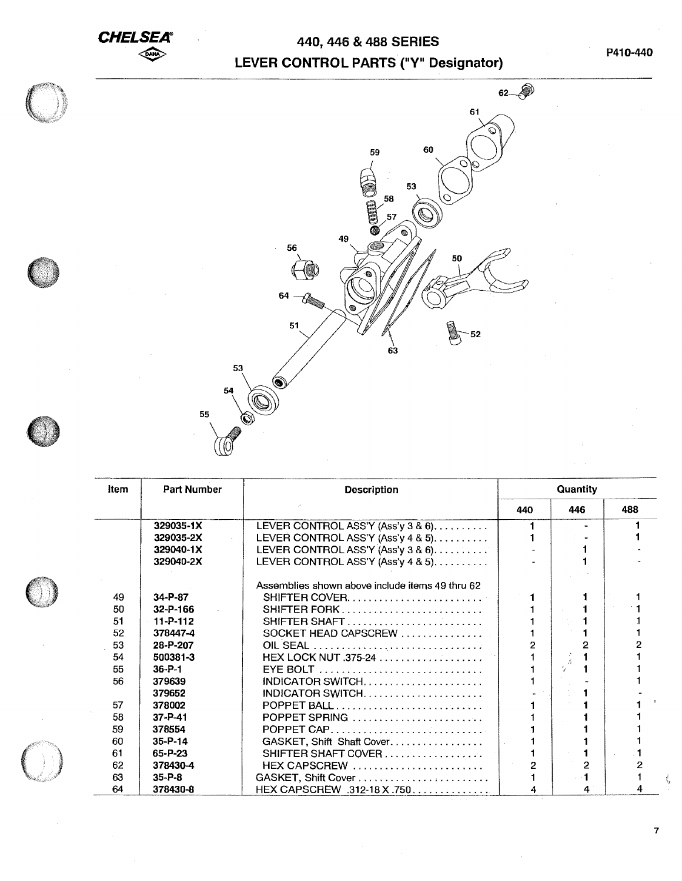# CHELSEA

## 440, 446 & 488 SERIES
## LEVER CONTROL PARTS ("Y" Designator)

P410-440

| Item | Part Number | Description | Quantity | | |
|---|---|---|---|---|---|
| | | | 440 | 446 | 488 |
| | 329035-1X | LEVER CONTROL ASS'Y (Ass'y 3 & 6).......... | 1 | - | 1 |
| | 329035-2X | LEVER CONTROL ASS'Y (Ass'y 4 & 5).......... | 1 | - | 1 |
| | 329040-1X | LEVER CONTROL ASS'Y (Ass'y 3 & 6).......... | - | 1 | - |
| | 329040-2X | LEVER CONTROL ASS'Y (Ass'y 4 & 5).......... | - | 1 | - |
| | | Assemblies shown above include items 49 thru 62 | | | |
| 49 | 34-P-87 | SHIFTER COVER......................... | 1 | 1 | 1 |
| 50 | 32-P-166 | SHIFTER FORK.......................... | 1 | 1 | 1 |
| 51 | 11-P-112 | SHIFTER SHAFT......................... | 1 | 1 | 1 |
| 52 | 378447-4 | SOCKET HEAD CAPSCREW ............... | 1 | 1 | 1 |
| 53 | 28-P-207 | OIL SEAL .............................. | 2 | 2 | 2 |
| 54 | 500381-3 | HEX LOCK NUT .375-24 .................. | 1 | 1 | 1 |
| 55 | 36-P-1 | EYE BOLT ............................. | 1 | 1 | 1 |
| 56 | 379639 | INDICATOR SWITCH...................... | 1 | - | 1 |
| | 379652 | INDICATOR SWITCH...................... | - | 1 | - |
| 57 | 378002 | POPPET BALL........................... | 1 | 1 | 1 |
| 58 | 37-P-41 | POPPET SPRING ........................ | 1 | 1 | 1 |
| 59 | 378554 | POPPET CAP............................ | 1 | 1 | 1 |
| 60 | 35-P-14 | GASKET, Shift Shaft Cover................. | 1 | 1 | 1 |
| 61 | 65-P-23 | SHIFTER SHAFT COVER .................. | 1 | 1 | 1 |
| 62 | 378430-4 | HEX CAPSCREW ........................ | 2 | 2 | 2 |
| 63 | 35-P-8 | GASKET, Shift Cover........................ | 1 | 1 | 1 |
| 64 | 378430-8 | HEX CAPSCREW .312-18 X .750.............. | 4 | 4 | 4 |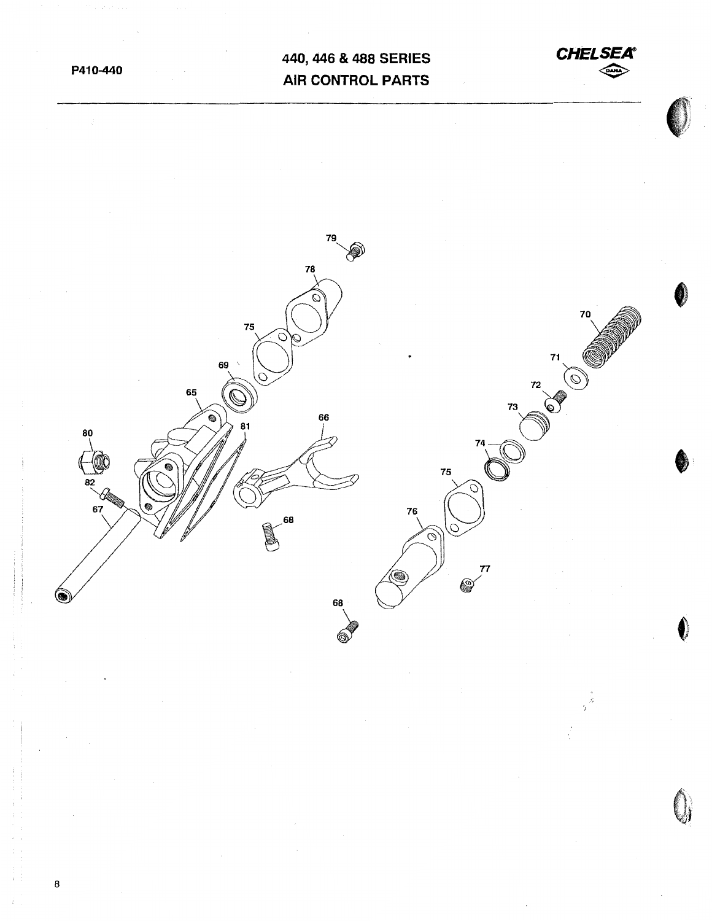# 440, 446 & 488 SERIES
## AIR CONTROL PARTS

79

78

75

69

65

80

81

66

82

67

68

70

71

72

73

74

75

76

77

68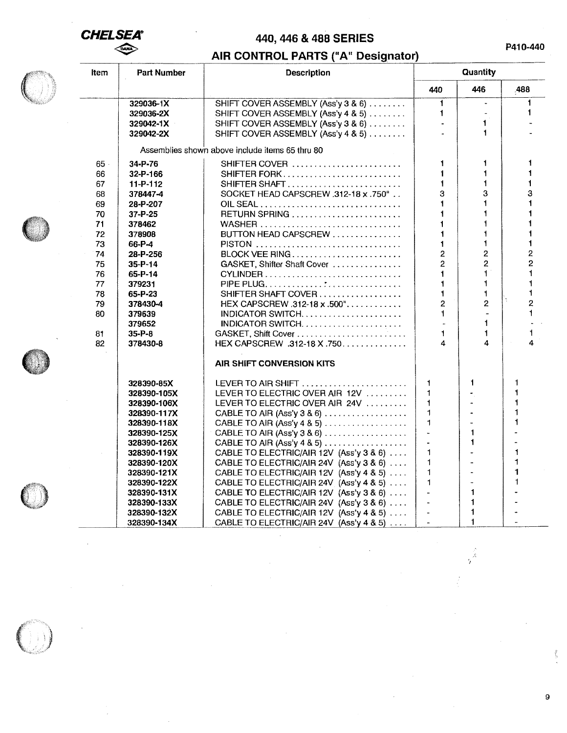# CHELSEA

## 440, 446 & 488 SERIES

## AIR CONTROL PARTS ("A" Designator)

P410-440

| Item | Part Number | Description | Quantity | | |
|---|---|---|---|---|---|
| | | | 440 | 446 | 488 |
| | 329036-1X | SHIFT COVER ASSEMBLY (Ass'y 3 & 6) ........ | 1 | - | 1 |
| | 329036-2X | SHIFT COVER ASSEMBLY (Ass'y 4 & 5) ........ | 1 | - | 1 |
| | 329042-1X | SHIFT COVER ASSEMBLY (Ass'y 3 & 6) ........ | - | 1 | - |
| | 329042-2X | SHIFT COVER ASSEMBLY (Ass'y 4 & 5) ........ | - | 1 | - |
| | Assemblies shown above include items 65 thru 80 | | | | |
| 65 | 34-P-76 | SHIFTER COVER ........................ | 1 | 1 | 1 |
| 66 | 32-P-166 | SHIFTER FORK.......................... | 1 | 1 | 1 |
| 67 | 11-P-112 | SHIFTER SHAFT......................... | 1 | 1 | 1 |
| 68 | 378447-4 | SOCKET HEAD CAPSCREW .312-18 x .750" .. | 3 | 3 | 3 |
| 69 | 28-P-207 | OIL SEAL.............................. | 1 | 1 | 1 |
| 70 | 37-P-25 | RETURN SPRING ........................ | 1 | 1 | 1 |
| 71 | 378462 | WASHER ............................... | 1 | 1 | 1 |
| 72 | 378908 | BUTTON HEAD CAPSCREW ............... | 1 | 1 | 1 |
| 73 | 66-P-4 | PISTON ............................... | 1 | 1 | 1 |
| 74 | 28-P-256 | BLOCK VEE RING........................ | 2 | 2 | 2 |
| 75 | 35-P-14 | GASKET, Shifter Shaft Cover ............... | 2 | 2 | 2 |
| 76 | 65-P-14 | CYLINDER.............................. | 1 | 1 | 1 |
| 77 | 379231 | PIPE PLUG.............................. | 1 | 1 | 1 |
| 78 | 65-P-23 | SHIFTER SHAFT COVER.................. | 1 | 1 | 1 |
| 79 | 378430-4 | HEX CAPSCREW .312-18 x .500"............ | 2 | 2 | 2 |
| 80 | 379639 | INDICATOR SWITCH....................... | 1 | - | 1 |
| | 379652 | INDICATOR SWITCH...................... | - | 1 | - |
| 81 | 35-P-8 | GASKET, Shift Cover ........................ | 1 | 1 | 1 |
| 82 | 378430-8 | HEX CAPSCREW .312-18 X .750.............. | 4 | 4 | 4 |
| | | **AIR SHIFT CONVERSION KITS** | | | |
| | 328390-85X | LEVER TO AIR SHIFT ...................... | 1 | 1 | 1 |
| | 328390-105X | LEVER TO ELECTRIC OVER AIR 12V ......... | 1 | - | 1 |
| | 328390-106X | LEVER TO ELECTRIC OVER AIR 24V ......... | 1 | - | 1 |
| | 328390-117X | CABLE TO AIR (Ass'y 3 & 6) ................. | 1 | - | 1 |
| | 328390-118X | CABLE TO AIR (Ass'y 4 & 5) ................. | 1 | - | 1 |
| | 328390-125X | CABLE TO AIR (Ass'y 3 & 6) ................. | - | 1 | - |
| | 328390-126X | CABLE TO AIR (Ass'y 4 & 5) ................. | - | 1 | - |
| | 328390-119X | CABLE TO ELECTRIC/AIR 12V (Ass'y 3 & 6) .... | 1 | - | 1 |
| | 328390-120X | CABLE TO ELECTRIC/AIR 24V (Ass'y 3 & 6) .... | 1 | - | 1 |
| | 328390-121X | CABLE TO ELECTRIC/AIR 12V (Ass'y 4 & 5) .... | 1 | - | 1 |
| | 328390-122X | CABLE TO ELECTRIC/AIR 24V (Ass'y 4 & 5) .... | 1 | - | 1 |
| | 328390-131X | CABLE TO ELECTRIC/AIR 12V (Ass'y 3 & 6) .... | - | 1 | - |
| | 328390-133X | CABLE TO ELECTRIC/AIR 24V (Ass'y 3 & 6) .... | - | 1 | - |
| | 328390-132X | CABLE TO ELECTRIC/AIR 12V (Ass'y 4 & 5) .... | - | 1 | - |
| | 328390-134X | CABLE TO ELECTRIC/AIR 24V (Ass'y 4 & 5) .... | - | 1 | - |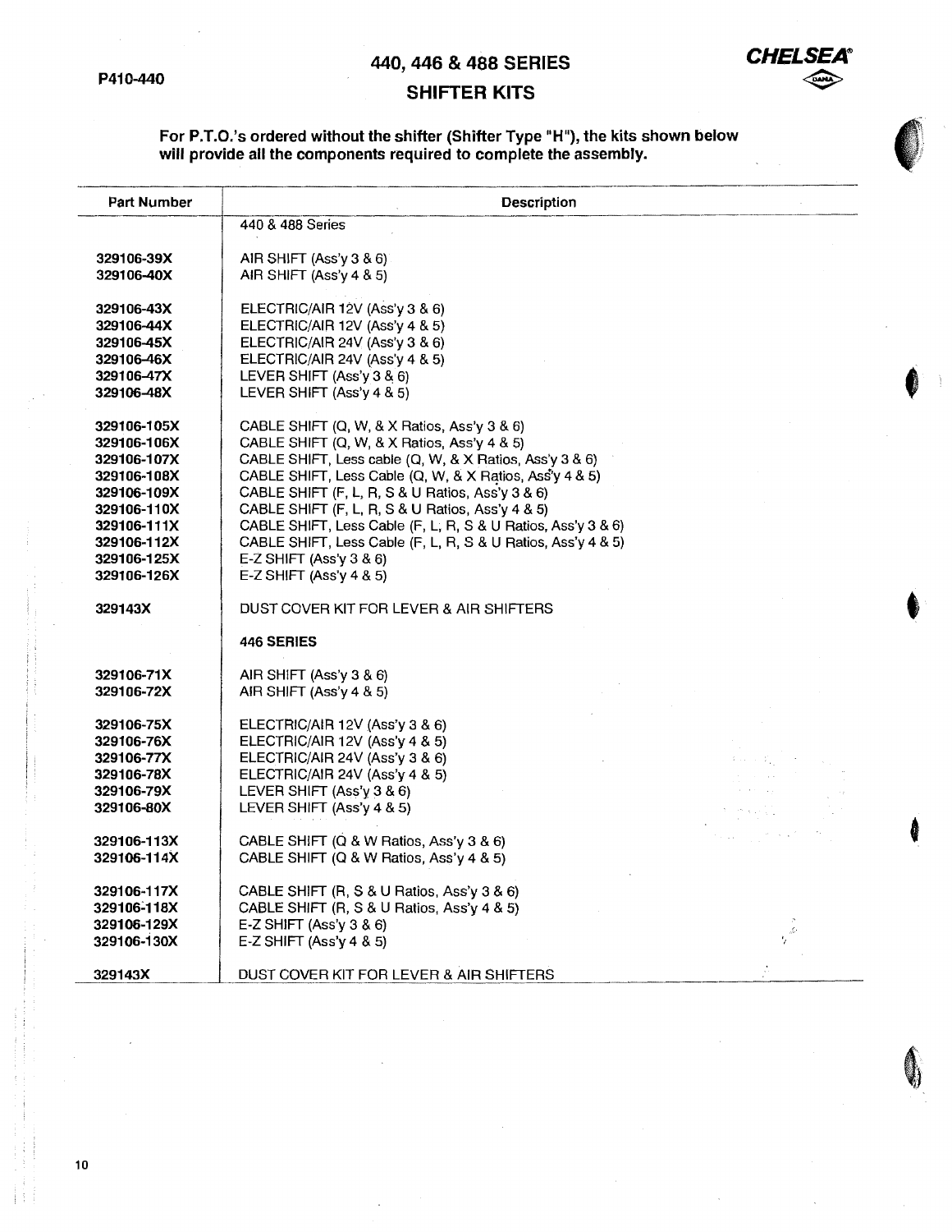P410-440

# 440, 446 & 488 SERIES
# SHIFTER KITS

**CHELSEA**

**For P.T.O.'s ordered without the shifter (Shifter Type "H"), the kits shown below will provide all the components required to complete the assembly.**

| Part Number | Description |
|---|---|
| | 440 & 488 Series |
| **329106-39X** | AIR SHIFT (Ass'y 3 & 6) |
| **329106-40X** | AIR SHIFT (Ass'y 4 & 5) |
| **329106-43X** | ELECTRIC/AIR 12V (Ass'y 3 & 6) |
| **329106-44X** | ELECTRIC/AIR 12V (Ass'y 4 & 5) |
| **329106-45X** | ELECTRIC/AIR 24V (Ass'y 3 & 6) |
| **329106-46X** | ELECTRIC/AIR 24V (Ass'y 4 & 5) |
| **329106-47X** | LEVER SHIFT (Ass'y 3 & 6) |
| **329106-48X** | LEVER SHIFT (Ass'y 4 & 5) |
| **329106-105X** | CABLE SHIFT (Q, W, & X Ratios, Ass'y 3 & 6) |
| **329106-106X** | CABLE SHIFT (Q, W, & X Ratios, Ass'y 4 & 5) |
| **329106-107X** | CABLE SHIFT, Less cable (Q, W, & X Ratios, Ass'y 3 & 6) |
| **329106-108X** | CABLE SHIFT, Less Cable (Q, W, & X Ratios, Ass'y 4 & 5) |
| **329106-109X** | CABLE SHIFT (F, L, R, S & U Ratios, Ass'y 3 & 6) |
| **329106-110X** | CABLE SHIFT (F, L, R, S & U Ratios, Ass'y 4 & 5) |
| **329106-111X** | CABLE SHIFT, Less Cable (F, L, R, S & U Ratios, Ass'y 3 & 6) |
| **329106-112X** | CABLE SHIFT, Less Cable (F, L, R, S & U Ratios, Ass'y 4 & 5) |
| **329106-125X** | E-Z SHIFT (Ass'y 3 & 6) |
| **329106-126X** | E-Z SHIFT (Ass'y 4 & 5) |
| **329143X** | DUST COVER KIT FOR LEVER & AIR SHIFTERS |
| | **446 SERIES** |
| **329106-71X** | AIR SHIFT (Ass'y 3 & 6) |
| **329106-72X** | AIR SHIFT (Ass'y 4 & 5) |
| **329106-75X** | ELECTRIC/AIR 12V (Ass'y 3 & 6) |
| **329106-76X** | ELECTRIC/AIR 12V (Ass'y 4 & 5) |
| **329106-77X** | ELECTRIC/AIR 24V (Ass'y 3 & 6) |
| **329106-78X** | ELECTRIC/AIR 24V (Ass'y 4 & 5) |
| **329106-79X** | LEVER SHIFT (Ass'y 3 & 6) |
| **329106-80X** | LEVER SHIFT (Ass'y 4 & 5) |
| **329106-113X** | CABLE SHIFT (Q & W Ratios, Ass'y 3 & 6) |
| **329106-114X** | CABLE SHIFT (Q & W Ratios, Ass'y 4 & 5) |
| **329106-117X** | CABLE SHIFT (R, S & U Ratios, Ass'y 3 & 6) |
| **329106-118X** | CABLE SHIFT (R, S & U Ratios, Ass'y 4 & 5) |
| **329106-129X** | E-Z SHIFT (Ass'y 3 & 6) |
| **329106-130X** | E-Z SHIFT (Ass'y 4 & 5) |
| **329143X** | DUST COVER KIT FOR LEVER & AIR SHIFTERS |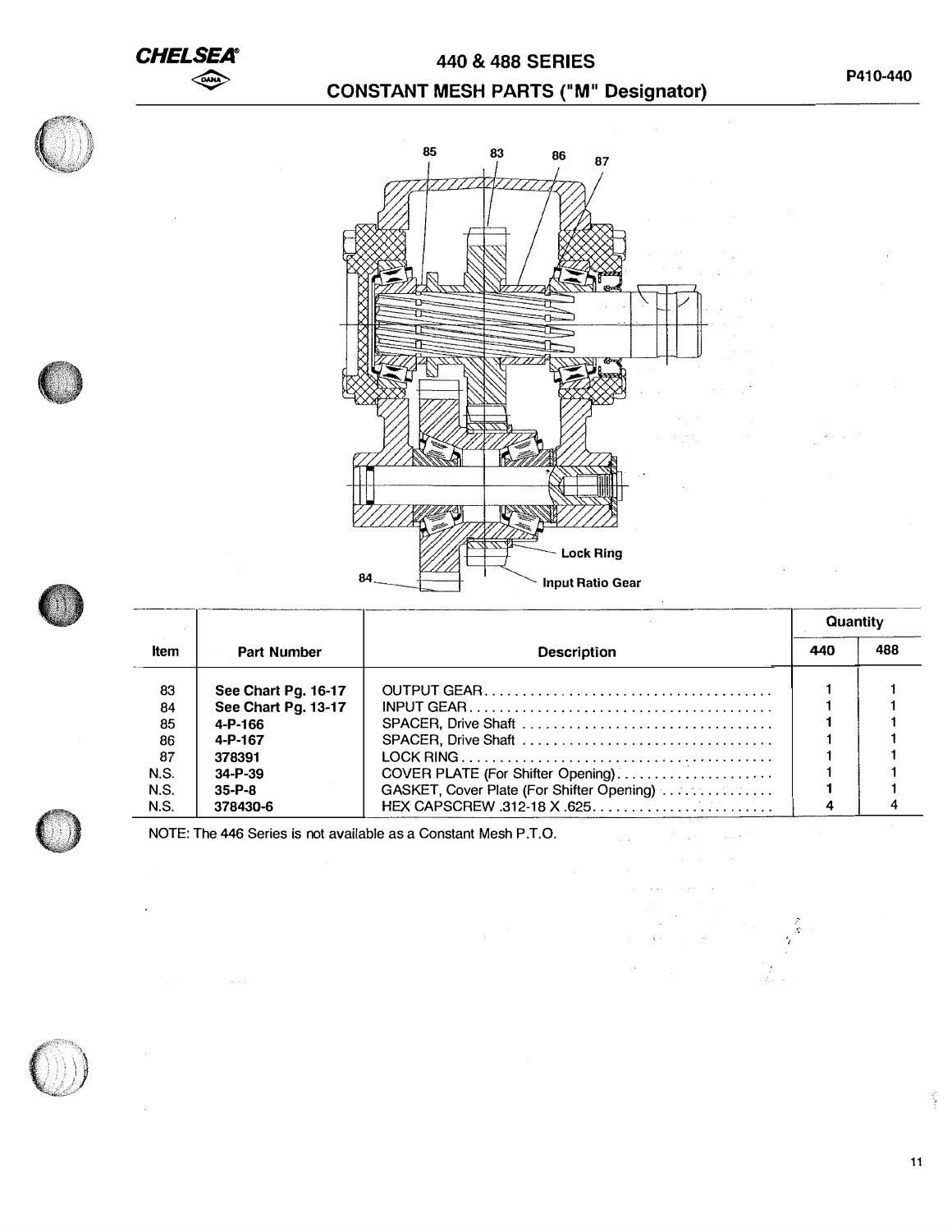# 440 & 488 SERIES

## CONSTANT MESH PARTS ("M" Designator)

85 83 86 87

Lock Ring

84

Input Ratio Gear

| Item | Part Number | Description | Quantity 440 | Quantity 488 |
|---|---|---|---|---|
| 83 | See Chart Pg. 16-17 | OUTPUT GEAR | 1 | 1 |
| 84 | See Chart Pg. 13-17 | INPUT GEAR | 1 | 1 |
| 85 | 4-P-166 | SPACER, Drive Shaft | 1 | 1 |
| 86 | 4-P-167 | SPACER, Drive Shaft | 1 | 1 |
| 87 | 378391 | LOCK RING | 1 | 1 |
| N.S. | 34-P-39 | COVER PLATE (For Shifter Opening) | 1 | 1 |
| N.S. | 35-P-8 | GASKET, Cover Plate (For Shifter Opening) | 1 | 1 |
| N.S. | 378430-6 | HEX CAPSCREW .312-18 X .625 | 4 | 4 |

NOTE: The 446 Series is not available as a Constant Mesh P.T.O.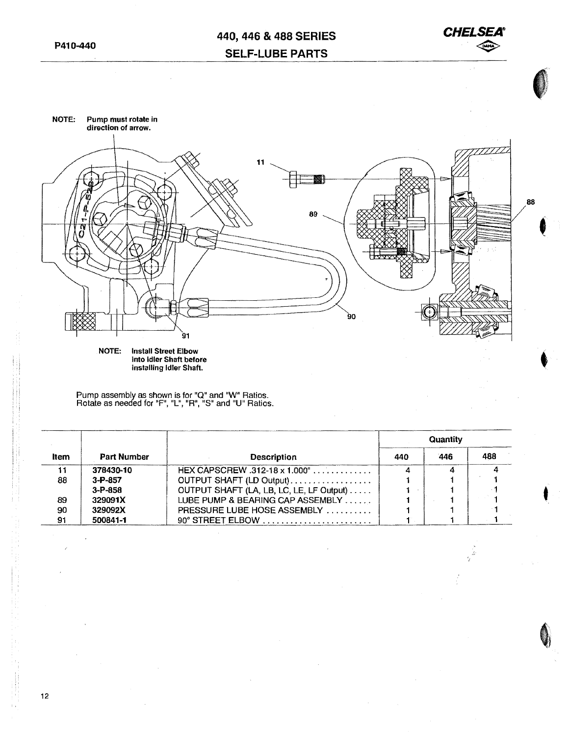# 440, 446 & 488 SERIES
## SELF-LUBE PARTS

NOTE: Pump must rotate in direction of arrow.

NOTE: Install Street Elbow into Idler Shaft before installing Idler Shaft.

Pump assembly as shown is for "Q" and "W" Ratios.
Rotate as needed for "F", "L", "R", "S" and "U" Ratios.

| Item | Part Number | Description | Quantity 440 | Quantity 446 | Quantity 488 |
|---|---|---|---|---|---|
| 11 | 378430-10 | HEX CAPSCREW .312-18 x 1.000" | 4 | 4 | 4 |
| 88 | 3-P-857 | OUTPUT SHAFT (LD Output) | 1 | 1 | 1 |
| | 3-P-858 | OUTPUT SHAFT (LA, LB, LC, LE, LF Output) | 1 | 1 | 1 |
| 89 | 329091X | LUBE PUMP & BEARING CAP ASSEMBLY | 1 | 1 | 1 |
| 90 | 329092X | PRESSURE LUBE HOSE ASSEMBLY | 1 | 1 | 1 |
| 91 | 500841-1 | 90° STREET ELBOW | 1 | 1 | 1 |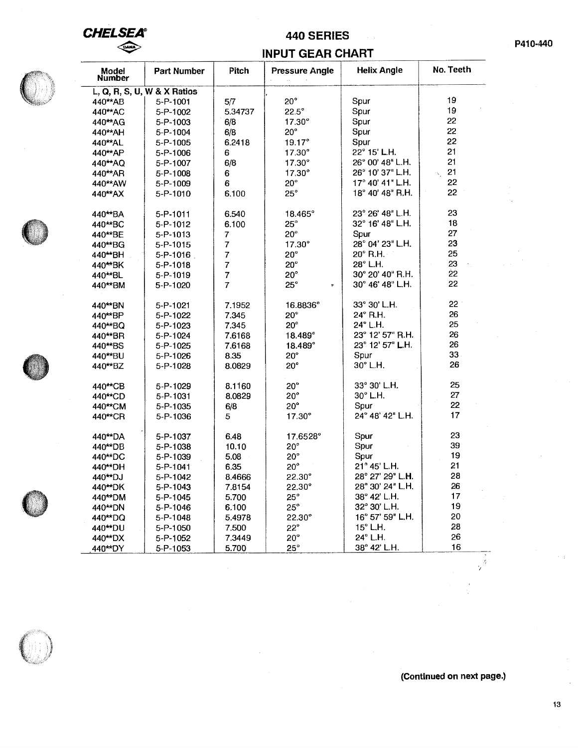**CHELSEA**

# 440 SERIES
## INPUT GEAR CHART

P410-440

| Model Number | Part Number | Pitch | Pressure Angle | Helix Angle | No. Teeth |
|---|---|---|---|---|---|
| L, Q, R, S, U, W & X Ratios | | | | | |
| 440**AB | 5-P-1001 | 5/7 | 20° | Spur | 19 |
| 440**AC | 5-P-1002 | 5.34737 | 22.5° | Spur | 19 |
| 440**AG | 5-P-1003 | 6/8 | 17.30° | Spur | 22 |
| 440**AH | 5-P-1004 | 6/8 | 20° | Spur | 22 |
| 440**AL | 5-P-1005 | 6.2418 | 19.17° | Spur | 22 |
| 440**AP | 5-P-1006 | 6 | 17.30° | 22° 15' L.H. | 21 |
| 440**AQ | 5-P-1007 | 6/8 | 17.30° | 26° 00' 48" L.H. | 21 |
| 440**AR | 5-P-1008 | 6 | 17.30° | 26° 10' 37" L.H. | 21 |
| 440**AW | 5-P-1009 | 6 | 20° | 17° 40' 41" L.H. | 22 |
| 440**AX | 5-P-1010 | 6.100 | 25° | 18° 40' 48" R.H. | 22 |
| 440**BA | 5-P-1011 | 6.540 | 18.465° | 23° 26' 48" L.H. | 23 |
| 440**BC | 5-P-1012 | 6.100 | 25° | 32° 16' 48" L.H. | 18 |
| 440**BE | 5-P-1013 | 7 | 20° | Spur | 27 |
| 440**BG | 5-P-1015 | 7 | 17.30° | 28° 04' 23" L.H. | 23 |
| 440**BH | 5-P-1016 | 7 | 20° | 20° R.H. | 25 |
| 440**BK | 5-P-1018 | 7 | 20° | 28° L.H. | 23 |
| 440**BL | 5-P-1019 | 7 | 20° | 30° 20' 40" R.H. | 22 |
| 440**BM | 5-P-1020 | 7 | 25° | 30° 46' 48" L.H. | 22 |
| 440**BN | 5-P-1021 | 7.1952 | 16.8836° | 33° 30' L.H. | 22 |
| 440**BP | 5-P-1022 | 7.345 | 20° | 24° R.H. | 26 |
| 440**BQ | 5-P-1023 | 7.345 | 20° | 24° L.H. | 25 |
| 440**BR | 5-P-1024 | 7.6168 | 18.489° | 23° 12' 57" R.H. | 26 |
| 440**BS | 5-P-1025 | 7.6168 | 18.489° | 23° 12' 57" L.H. | 26 |
| 440**BU | 5-P-1026 | 8.35 | 20° | Spur | 33 |
| 440**BZ | 5-P-1028 | 8.0829 | 20° | 30° L.H. | 26 |
| 440**CB | 5-P-1029 | 8.1160 | 20° | 33° 30' L.H. | 25 |
| 440**CD | 5-P-1031 | 8.0829 | 20° | 30° L.H. | 27 |
| 440**CM | 5-P-1035 | 6/8 | 20° | Spur | 22 |
| 440**CR | 5-P-1036 | 5 | 17.30° | 24° 48' 42" L.H. | 17 |
| 440**DA | 5-P-1037 | 6.48 | 17.6528° | Spur | 23 |
| 440**DB | 5-P-1038 | 10.10 | 20° | Spur | 39 |
| 440**DC | 5-P-1039 | 5.08 | 20° | Spur | 19 |
| 440**DH | 5-P-1041 | 6.35 | 20° | 21° 45' L.H. | 21 |
| 440**DJ | 5-P-1042 | 8.4666 | 22.30° | 28° 27' 29" L.H. | 28 |
| 440**DK | 5-P-1043 | 7.8154 | 22.30° | 28° 30' 24" L.H. | 26 |
| 440**DM | 5-P-1045 | 5.700 | 25° | 38° 42' L.H. | 17 |
| 440**DN | 5-P-1046 | 6.100 | 25° | 32° 30' L.H. | 19 |
| 440**DQ | 5-P-1048 | 5.4978 | 22.30° | 16° 57' 59" L.H. | 20 |
| 440**DU | 5-P-1050 | 7.500 | 22° | 15° L.H. | 28 |
| 440**DX | 5-P-1052 | 7.3449 | 20° | 24° L.H. | 26 |
| 440**DY | 5-P-1053 | 5.700 | 25° | 38° 42' L.H. | 16 |

**(Continued on next page.)**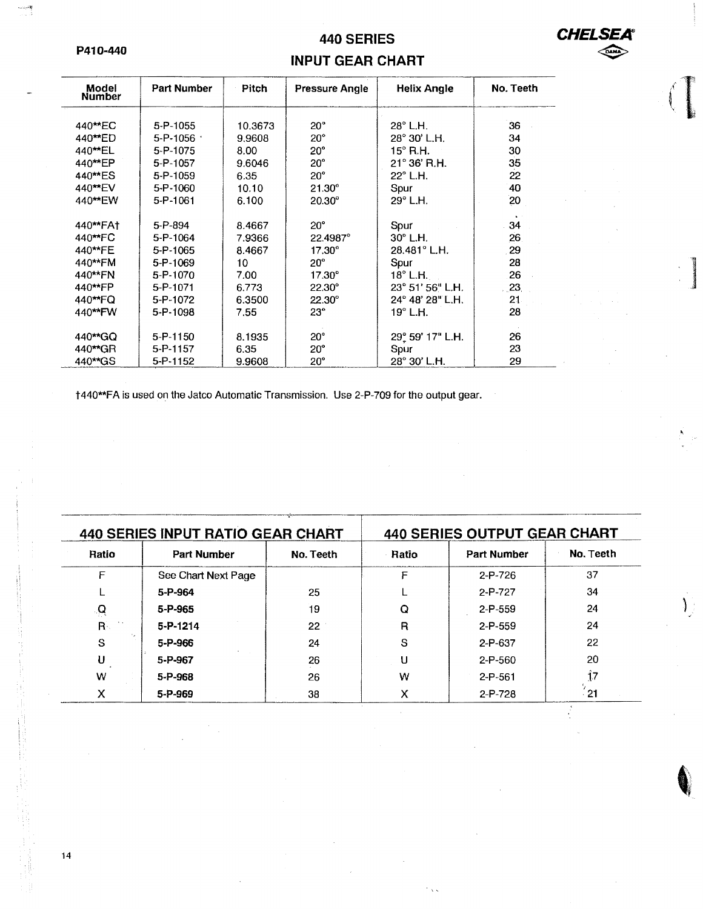P410-440

# 440 SERIES
## INPUT GEAR CHART

**CHELSEA®**

| Model Number | Part Number | Pitch | Pressure Angle | Helix Angle | No. Teeth |
|---|---|---|---|---|---|
| 440**EC | 5-P-1055 | 10.3673 | 20° | 28° L.H. | 36 |
| 440**ED | 5-P-1056 | 9.9608 | 20° | 28° 30' L.H. | 34 |
| 440**EL | 5-P-1075 | 8.00 | 20° | 15° R.H. | 30 |
| 440**EP | 5-P-1057 | 9.6046 | 20° | 21° 36' R.H. | 35 |
| 440**ES | 5-P-1059 | 6.35 | 20° | 22° L.H. | 22 |
| 440**EV | 5-P-1060 | 10.10 | 21.30° | Spur | 40 |
| 440**EW | 5-P-1061 | 6.100 | 20.30° | 29° L.H. | 20 |
| 440**FA† | 5-P-894 | 8.4667 | 20° | Spur | 34 |
| 440**FC | 5-P-1064 | 7.9366 | 22.4987° | 30° L.H. | 26 |
| 440**FE | 5-P-1065 | 8.4667 | 17.30° | 28.481° L.H. | 29 |
| 440**FM | 5-P-1069 | 10 | 20° | Spur | 28 |
| 440**FN | 5-P-1070 | 7.00 | 17.30° | 18° L.H. | 26 |
| 440**FP | 5-P-1071 | 6.773 | 22.30° | 23° 51' 56" L.H. | 23 |
| 440**FQ | 5-P-1072 | 6.3500 | 22.30° | 24° 48' 28" L.H. | 21 |
| 440**FW | 5-P-1098 | 7.55 | 23° | 19° L.H. | 28 |
| 440**GQ | 5-P-1150 | 8.1935 | 20° | 29° 59' 17" L.H. | 26 |
| 440**GR | 5-P-1157 | 6.35 | 20° | Spur | 23 |
| 440**GS | 5-P-1152 | 9.9608 | 20° | 28° 30' L.H. | 29 |

†440**FA is used on the Jatco Automatic Transmission. Use 2-P-709 for the output gear.

## 440 SERIES INPUT RATIO GEAR CHART

| Ratio | Part Number | No. Teeth |
|---|---|---|
| F | See Chart Next Page | |
| L | **5-P-964** | 25 |
| Q | **5-P-965** | 19 |
| R | **5-P-1214** | 22 |
| S | **5-P-966** | 24 |
| U | **5-P-967** | 26 |
| W | **5-P-968** | 26 |
| X | **5-P-969** | 38 |

## 440 SERIES OUTPUT GEAR CHART

| Ratio | Part Number | No. Teeth |
|---|---|---|
| F | 2-P-726 | 37 |
| L | 2-P-727 | 34 |
| Q | 2-P-559 | 24 |
| R | 2-P-559 | 24 |
| S | 2-P-637 | 22 |
| U | 2-P-560 | 20 |
| W | 2-P-561 | 17 |
| X | 2-P-728 | 21 |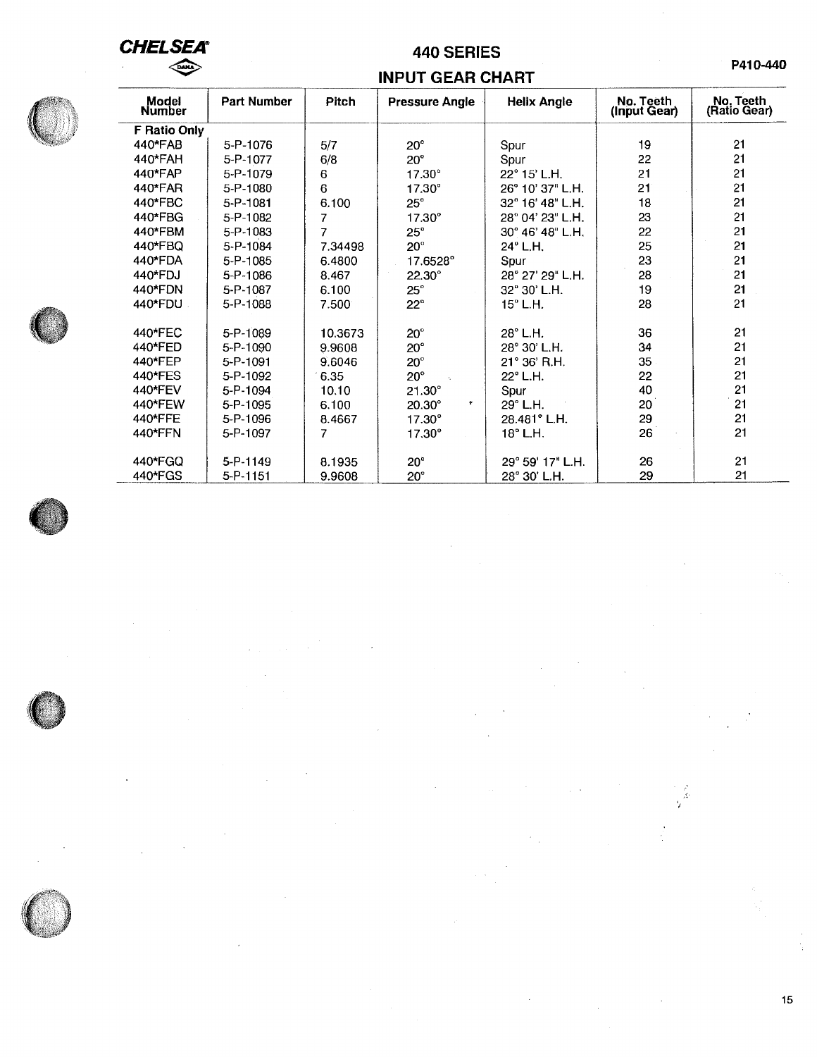CHELSEA

# 440 SERIES

## INPUT GEAR CHART

P410-440

| Model Number | Part Number | Pitch | Pressure Angle | Helix Angle | No. Teeth (Input Gear) | No. Teeth (Ratio Gear) |
|---|---|---|---|---|---|---|
| **F Ratio Only** | | | | | | |
| 440*FAB | 5-P-1076 | 5/7 | 20° | Spur | 19 | 21 |
| 440*FAH | 5-P-1077 | 6/8 | 20° | Spur | 22 | 21 |
| 440*FAP | 5-P-1079 | 6 | 17.30° | 22° 15' L.H. | 21 | 21 |
| 440*FAR | 5-P-1080 | 6 | 17.30° | 26° 10' 37" L.H. | 21 | 21 |
| 440*FBC | 5-P-1081 | 6.100 | 25° | 32° 16' 48" L.H. | 18 | 21 |
| 440*FBG | 5-P-1082 | 7 | 17.30° | 28° 04' 23" L.H. | 23 | 21 |
| 440*FBM | 5-P-1083 | 7 | 25° | 30° 46' 48" L.H. | 22 | 21 |
| 440*FBQ | 5-P-1084 | 7.34498 | 20° | 24° L.H. | 25 | 21 |
| 440*FDA | 5-P-1085 | 6.4800 | 17.6528° | Spur | 23 | 21 |
| 440*FDJ | 5-P-1086 | 8.467 | 22.30° | 28° 27' 29" L.H. | 28 | 21 |
| 440*FDN | 5-P-1087 | 6.100 | 25° | 32° 30' L.H. | 19 | 21 |
| 440*FDU | 5-P-1088 | 7.500 | 22° | 15° L.H. | 28 | 21 |
| 440*FEC | 5-P-1089 | 10.3673 | 20° | 28° L.H. | 36 | 21 |
| 440*FED | 5-P-1090 | 9.9608 | 20° | 28° 30' L.H. | 34 | 21 |
| 440*FEP | 5-P-1091 | 9.6046 | 20° | 21° 36' R.H. | 35 | 21 |
| 440*FES | 5-P-1092 | 6.35 | 20° | 22° L.H. | 22 | 21 |
| 440*FEV | 5-P-1094 | 10.10 | 21.30° | Spur | 40 | 21 |
| 440*FEW | 5-P-1095 | 6.100 | 20.30° | 29° L.H. | 20 | 21 |
| 440*FFE | 5-P-1096 | 8.4667 | 17.30° | 28.481° L.H. | 29 | 21 |
| 440*FFN | 5-P-1097 | 7 | 17.30° | 18° L.H. | 26 | 21 |
| 440*FGQ | 5-P-1149 | 8.1935 | 20° | 29° 59' 17" L.H. | 26 | 21 |
| 440*FGS | 5-P-1151 | 9.9608 | 20° | 28° 30' L.H. | 29 | 21 |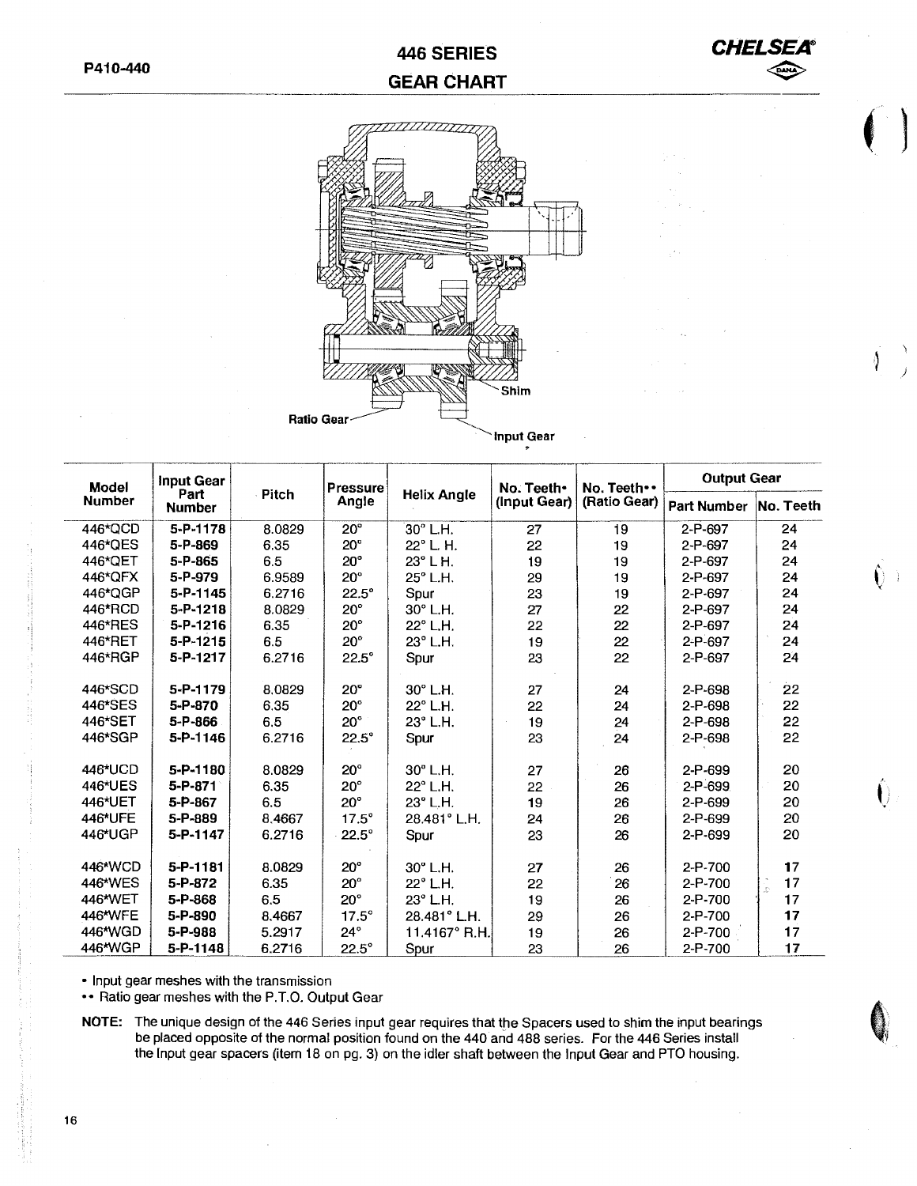# 446 SERIES GEAR CHART

Ratio Gear

Shim

Input Gear

| Model Number | Input Gear Part Number | Pitch | Pressure Angle | Helix Angle | No. Teeth• (Input Gear) | No. Teeth•• (Ratio Gear) | Output Gear | |
|---|---|---|---|---|---|---|---|---|
| | | | | | | | Part Number | No. Teeth |
| 446*QCD | **5-P-1178** | 8.0829 | 20° | 30° L.H. | 27 | 19 | 2-P-697 | 24 |
| 446*QES | **5-P-869** | 6.35 | 20° | 22° L. H. | 22 | 19 | 2-P-697 | 24 |
| 446*QET | **5-P-865** | 6.5 | 20° | 23° L H. | 19 | 19 | 2-P-697 | 24 |
| 446*QFX | **5-P-979** | 6.9589 | 20° | 25° L.H. | 29 | 19 | 2-P-697 | 24 |
| 446*QGP | **5-P-1145** | 6.2716 | 22.5° | Spur | 23 | 19 | 2-P-697 | 24 |
| 446*RCD | **5-P-1218** | 8.0829 | 20° | 30° L.H. | 27 | 22 | 2-P-697 | 24 |
| 446*RES | **5-P-1216** | 6.35 | 20° | 22° L.H. | 22 | 22 | 2-P-697 | 24 |
| 446*RET | **5-P-1215** | 6.5 | 20° | 23° L.H. | 19 | 22 | 2-P-697 | 24 |
| 446*RGP | **5-P-1217** | 6.2716 | 22.5° | Spur | 23 | 22 | 2-P-697 | 24 |
| 446*SCD | **5-P-1179** | 8.0829 | 20° | 30° L.H. | 27 | 24 | 2-P-698 | 22 |
| 446*SES | **5-P-870** | 6.35 | 20° | 22° L.H. | 22 | 24 | 2-P-698 | 22 |
| 446*SET | **5-P-866** | 6.5 | 20° | 23° L.H. | 19 | 24 | 2-P-698 | 22 |
| 446*SGP | **5-P-1146** | 6.2716 | 22.5° | Spur | 23 | 24 | 2-P-698 | 22 |
| 446*UCD | **5-P-1180** | 8.0829 | 20° | 30° L.H. | 27 | 26 | 2-P-699 | 20 |
| 446*UES | **5-P-871** | 6.35 | 20° | 22° L.H. | 22 | 26 | 2-P-699 | 20 |
| 446*UET | **5-P-867** | 6.5 | 20° | 23° L.H. | 19 | 26 | 2-P-699 | 20 |
| 446*UFE | **5-P-889** | 8.4667 | 17.5° | 28.481° L.H. | 24 | 26 | 2-P-699 | 20 |
| 446*UGP | **5-P-1147** | 6.2716 | 22.5° | Spur | 23 | 26 | 2-P-699 | 20 |
| 446*WCD | **5-P-1181** | 8.0829 | 20° | 30° L.H. | 27 | 26 | 2-P-700 | **17** |
| 446*WES | **5-P-872** | 6.35 | 20° | 22° L.H. | 22 | 26 | 2-P-700 | **17** |
| 446*WET | **5-P-868** | 6.5 | 20° | 23° L.H. | 19 | 26 | 2-P-700 | **17** |
| 446*WFE | **5-P-890** | 8.4667 | 17.5° | 28.481° L.H. | 29 | 26 | 2-P-700 | **17** |
| 446*WGD | **5-P-988** | 5.2917 | 24° | 11.4167° R.H. | 19 | 26 | 2-P-700 | **17** |
| 446*WGP | **5-P-1148** | 6.2716 | 22.5° | Spur | 23 | 26 | 2-P-700 | **17** |

• Input gear meshes with the transmission

•• Ratio gear meshes with the P.T.O. Output Gear

**NOTE:** The unique design of the 446 Series input gear requires that the Spacers used to shim the input bearings be placed opposite of the normal position found on the 440 and 488 series. For the 446 Series install the Input gear spacers (item 18 on pg. 3) on the idler shaft between the Input Gear and PTO housing.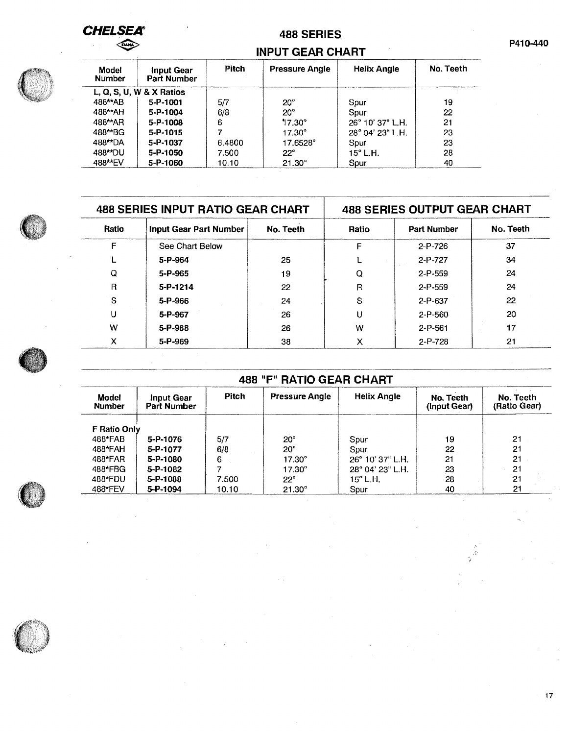CHELSEA

# 488 SERIES
## INPUT GEAR CHART

P410-440

| Model Number | Input Gear Part Number | Pitch | Pressure Angle | Helix Angle | No. Teeth |
|---|---|---|---|---|---|
| **L, Q, S, U, W & X Ratios** | | | | | |
| 488**AB | **5-P-1001** | 5/7 | 20° | Spur | 19 |
| 488**AH | **5-P-1004** | 6/8 | 20° | Spur | 22 |
| 488**AR | **5-P-1008** | 6 | 17.30° | 26° 10' 37" L.H. | 21 |
| 488**BG | **5-P-1015** | 7 | 17.30° | 28° 04' 23" L.H. | 23 |
| 488**DA | **5-P-1037** | 6.4800 | 17.6528° | Spur | 23 |
| 488**DU | **5-P-1050** | 7.500 | 22° | 15° L.H. | 28 |
| 488**EV | **5-P-1060** | 10.10 | 21.30° | Spur | 40 |

## 488 SERIES INPUT RATIO GEAR CHART

| Ratio | Input Gear Part Number | No. Teeth |
|---|---|---|
| F | See Chart Below | |
| L | **5-P-964** | 25 |
| Q | **5-P-965** | 19 |
| R | **5-P-1214** | 22 |
| S | **5-P-966** | 24 |
| U | **5-P-967** | 26 |
| W | **5-P-968** | 26 |
| X | **5-P-969** | 38 |

## 488 SERIES OUTPUT GEAR CHART

| Ratio | Part Number | No. Teeth |
|---|---|---|
| F | 2-P-726 | 37 |
| L | 2-P-727 | 34 |
| Q | 2-P-559 | 24 |
| R | 2-P-559 | 24 |
| S | 2-P-637 | 22 |
| U | 2-P-560 | 20 |
| W | 2-P-561 | 17 |
| X | 2-P-728 | 21 |

## 488 "F" RATIO GEAR CHART

| Model Number | Input Gear Part Number | Pitch | Pressure Angle | Helix Angle | No. Teeth (Input Gear) | No. Teeth (Ratio Gear) |
|---|---|---|---|---|---|---|
| **F Ratio Only** | | | | | | |
| 488*FAB | **5-P-1076** | 5/7 | 20° | Spur | 19 | 21 |
| 488*FAH | **5-P-1077** | 6/8 | 20° | Spur | 22 | 21 |
| 488*FAR | **5-P-1080** | 6 | 17.30° | 26° 10' 37" L.H. | 21 | 21 |
| 488*FBG | **5-P-1082** | 7 | 17.30° | 28° 04' 23" L.H. | 23 | 21 |
| 488*FDU | **5-P-1088** | 7.500 | 22° | 15° L.H. | 28 | 21 |
| 488*FEV | **5-P-1094** | 10.10 | 21.30° | Spur | 40 | 21 |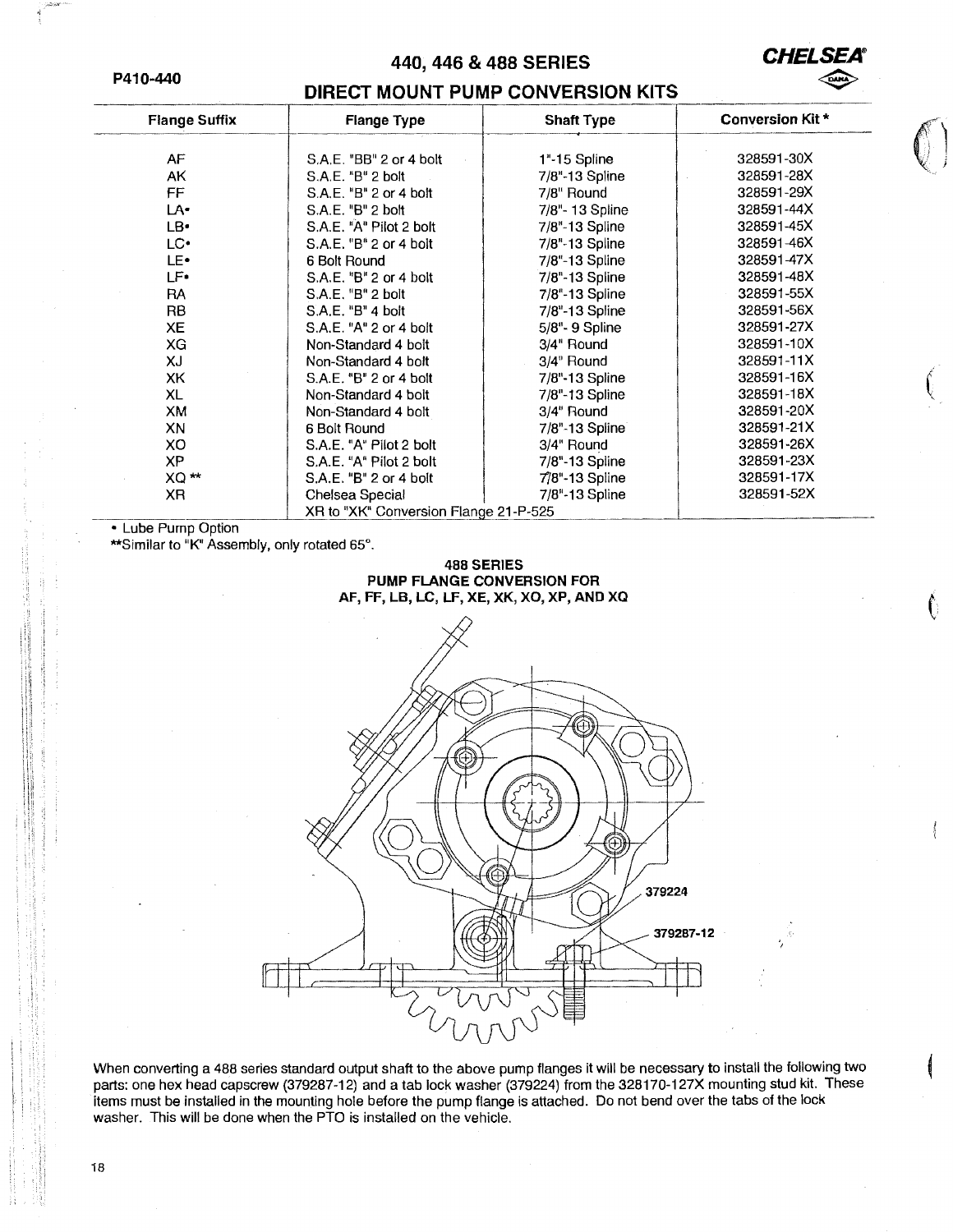P410-440

# 440, 446 & 488 SERIES
## DIRECT MOUNT PUMP CONVERSION KITS

| Flange Suffix | Flange Type | Shaft Type | Conversion Kit * |
|---|---|---|---|
| AF | S.A.E. "BB" 2 or 4 bolt | 1"-15 Spline | 328591-30X |
| AK | S.A.E. "B" 2 bolt | 7/8"-13 Spline | 328591-28X |
| FF | S.A.E. "B" 2 or 4 bolt | 7/8" Round | 328591-29X |
| LA• | S.A.E. "B" 2 bolt | 7/8"- 13 Spline | 328591-44X |
| LB• | S.A.E. "A" Pilot 2 bolt | 7/8"-13 Spline | 328591-45X |
| LC• | S.A.E. "B" 2 or 4 bolt | 7/8"-13 Spline | 328591-46X |
| LE• | 6 Bolt Round | 7/8"-13 Spline | 328591-47X |
| LF• | S.A.E. "B" 2 or 4 bolt | 7/8"-13 Spline | 328591-48X |
| RA | S.A.E. "B" 2 bolt | 7/8"-13 Spline | 328591-55X |
| RB | S.A.E. "B" 4 bolt | 7/8"-13 Spline | 328591-56X |
| XE | S.A.E. "A" 2 or 4 bolt | 5/8"- 9 Spline | 328591-27X |
| XG | Non-Standard 4 bolt | 3/4" Round | 328591-10X |
| XJ | Non-Standard 4 bolt | 3/4" Round | 328591-11X |
| XK | S.A.E. "B" 2 or 4 bolt | 7/8"-13 Spline | 328591-16X |
| XL | Non-Standard 4 bolt | 7/8"-13 Spline | 328591-18X |
| XM | Non-Standard 4 bolt | 3/4" Round | 328591-20X |
| XN | 6 Bolt Round | 7/8"-13 Spline | 328591-21X |
| XO | S.A.E. "A" Pilot 2 bolt | 3/4" Round | 328591-26X |
| XP | S.A.E. "A" Pilot 2 bolt | 7/8"-13 Spline | 328591-23X |
| XQ ** | S.A.E. "B" 2 or 4 bolt | 7/8"-13 Spline | 328591-17X |
| XR | Chelsea Special | 7/8"-13 Spline | 328591-52X |
| | XR to "XK" Conversion Flange 21-P-525 | | |

• Lube Pump Option
**Similar to "K" Assembly, only rotated 65°.

### 488 SERIES
### PUMP FLANGE CONVERSION FOR
### AF, FF, LB, LC, LF, XE, XK, XO, XP, AND XQ

379224

379287-12

When converting a 488 series standard output shaft to the above pump flanges it will be necessary to install the following two parts: one hex head capscrew (379287-12) and a tab lock washer (379224) from the 328170-127X mounting stud kit. These items must be installed in the mounting hole before the pump flange is attached. Do not bend over the tabs of the lock washer. This will be done when the PTO is installed on the vehicle.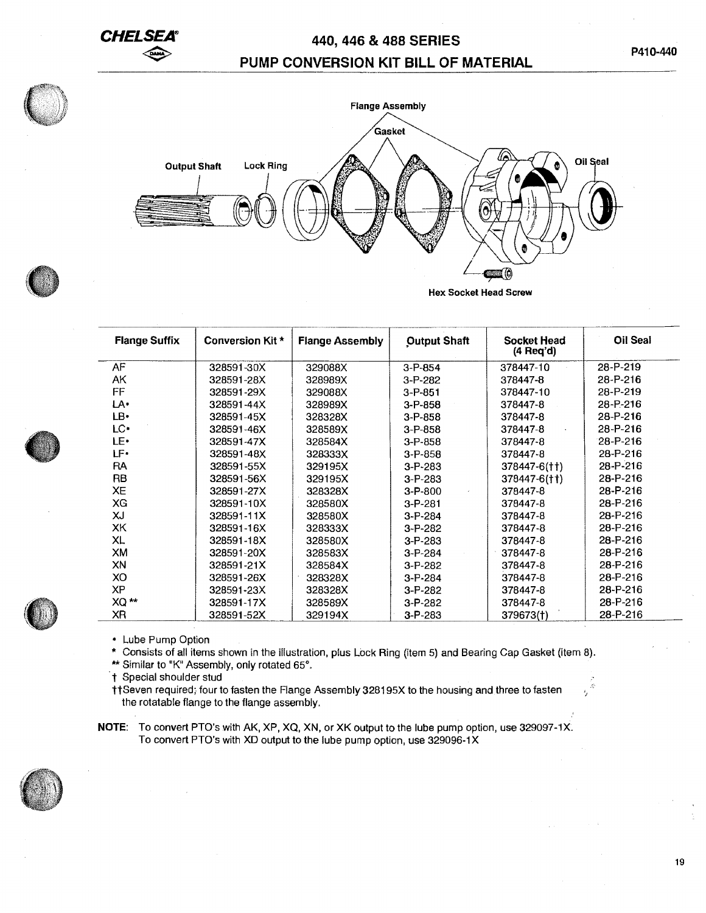# CHELSEA

## 440, 446 & 488 SERIES
## PUMP CONVERSION KIT BILL OF MATERIAL

P410-440

Flange Assembly
Gasket
Output Shaft
Lock Ring
Oil Seal
Hex Socket Head Screw

| Flange Suffix | Conversion Kit * | Flange Assembly | Output Shaft | Socket Head (4 Req'd) | Oil Seal |
|---|---|---|---|---|---|
| AF | 328591-30X | 329088X | 3-P-854 | 378447-10 | 28-P-219 |
| AK | 328591-28X | 328989X | 3-P-282 | 378447-8 | 28-P-216 |
| FF | 328591-29X | 329088X | 3-P-851 | 378447-10 | 28-P-219 |
| LA• | 328591-44X | 328989X | 3-P-858 | 378447-8 | 28-P-216 |
| LB• | 328591-45X | 328328X | 3-P-858 | 378447-8 | 28-P-216 |
| LC• | 328591-46X | 328589X | 3-P-858 | 378447-8 | 28-P-216 |
| LE• | 328591-47X | 328584X | 3-P-858 | 378447-8 | 28-P-216 |
| LF• | 328591-48X | 328333X | 3-P-858 | 378447-8 | 28-P-216 |
| RA | 328591-55X | 329195X | 3-P-283 | 378447-6(††) | 28-P-216 |
| RB | 328591-56X | 329195X | 3-P-283 | 378447-6(††) | 28-P-216 |
| XE | 328591-27X | 328328X | 3-P-800 | 378447-8 | 28-P-216 |
| XG | 328591-10X | 328580X | 3-P-281 | 378447-8 | 28-P-216 |
| XJ | 328591-11X | 328580X | 3-P-284 | 378447-8 | 28-P-216 |
| XK | 328591-16X | 328333X | 3-P-282 | 378447-8 | 28-P-216 |
| XL | 328591-18X | 328580X | 3-P-283 | 378447-8 | 28-P-216 |
| XM | 328591-20X | 328583X | 3-P-284 | 378447-8 | 28-P-216 |
| XN | 328591-21X | 328584X | 3-P-282 | 378447-8 | 28-P-216 |
| XO | 328591-26X | 328328X | 3-P-284 | 378447-8 | 28-P-216 |
| XP | 328591-23X | 328328X | 3-P-282 | 378447-8 | 28-P-216 |
| XQ ** | 328591-17X | 328589X | 3-P-282 | 378447-8 | 28-P-216 |
| XR | 328591-52X | 329194X | 3-P-283 | 379673(†) | 28-P-216 |

• Lube Pump Option
* Consists of all items shown in the illustration, plus Lock Ring (item 5) and Bearing Cap Gasket (item 8).
** Similar to "K" Assembly, only rotated 65°.
† Special shoulder stud
††Seven required; four to fasten the Flange Assembly 328195X to the housing and three to fasten the rotatable flange to the flange assembly.

**NOTE:** To convert PTO's with AK, XP, XQ, XN, or XK output to the lube pump option, use 329097-1X.
To convert PTO's with XD output to the lube pump option, use 329096-1X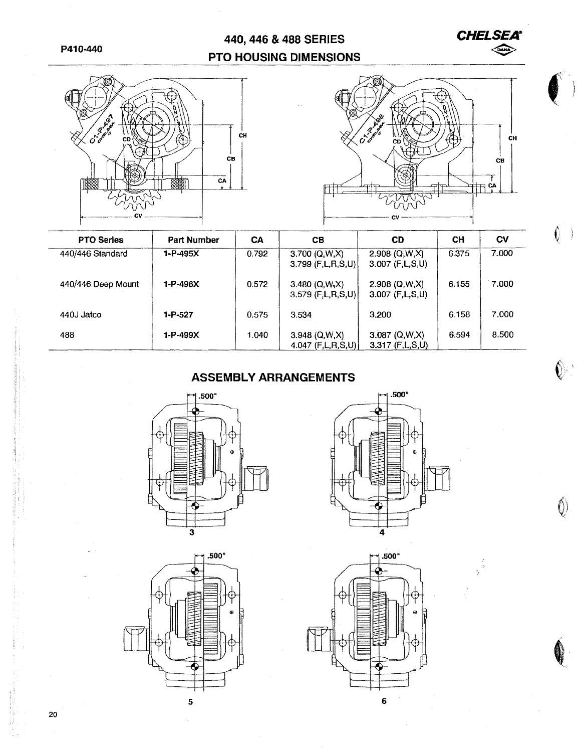# 440, 446 & 488 SERIES
## PTO HOUSING DIMENSIONS

| PTO Series | Part Number | CA | CB | CD | CH | CV |
|---|---|---|---|---|---|---|
| 440/446 Standard | **1-P-495X** | 0.792 | 3.700 (Q,W,X) 3.799 (F,L,R,S,U) | 2.908 (Q,W,X) 3.007 (F,L,S,U) | 6.375 | 7.000 |
| 440/446 Deep Mount | **1-P-496X** | 0.572 | 3.480 (Q,W,X) 3.579 (F,L,R,S,U) | 2.908 (Q,W,X) 3.007 (F,L,S,U) | 6.155 | 7.000 |
| 440J Jatco | **1-P-527** | 0.575 | 3.534 | 3.200 | 6.158 | 7.000 |
| 488 | **1-P-499X** | 1.040 | 3.948 (Q,W,X) 4.047 (F,L,R,S,U) | 3.087 (Q,W,X) 3.317 (F,L,S,U) | 6.594 | 8.500 |

## ASSEMBLY ARRANGEMENTS

.500"

3

.500"

4

.500"

5

.500"

6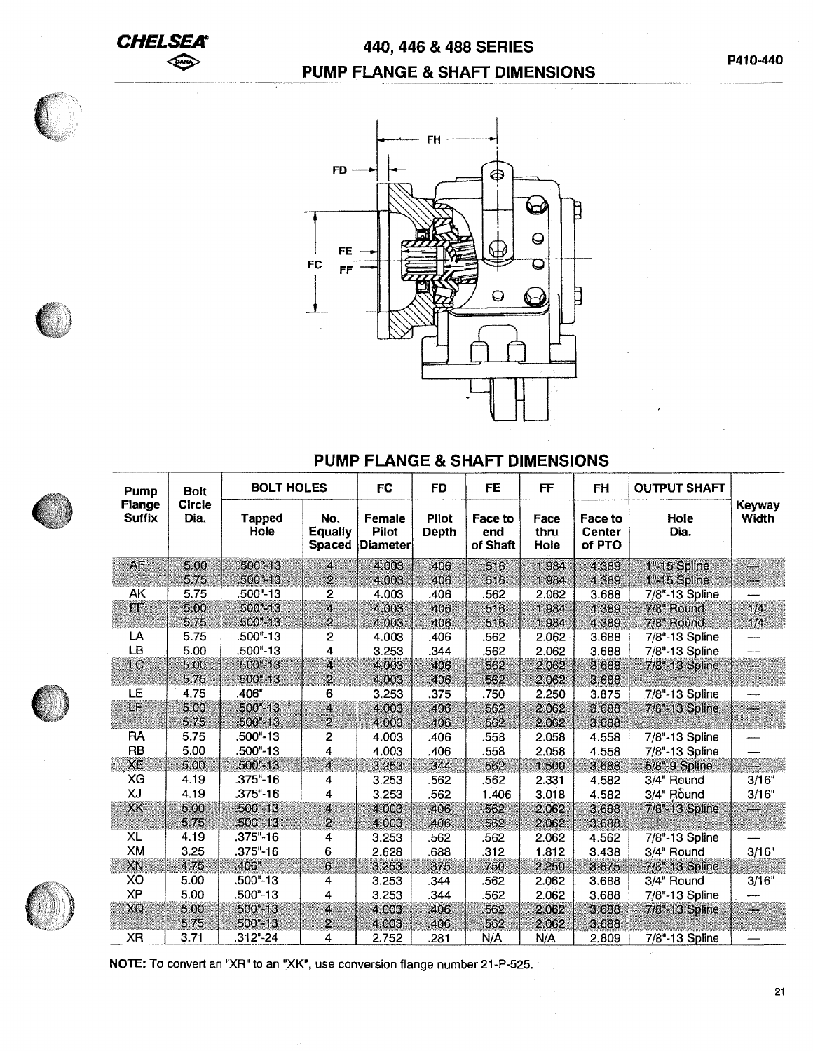# 440, 446 & 488 SERIES
## PUMP FLANGE & SHAFT DIMENSIONS

P410-440

## PUMP FLANGE & SHAFT DIMENSIONS

| Pump Flange Suffix | Bolt Circle Dia. | BOLT HOLES | | FC | FD | FE | FF | FH | OUTPUT SHAFT | Keyway Width |
|---|---|---|---|---|---|---|---|---|---|---|
| | | Tapped Hole | No. Equally Spaced | Female Pilot Diameter | Pilot Depth | Face to end of Shaft | Face thru Hole | Face to Center of PTO | Hole Dia. | |
| AF | 5.00 | .500"-13 | 4 | 4.003 | .406 | .516 | 1.984 | 4.389 | 1"-15 Spline | — |
| | 5.75 | .500"-13 | 2 | 4.003 | .406 | .516 | 1.984 | 4.389 | 1"-15 Spline | — |
| AK | 5.75 | .500"-13 | 2 | 4.003 | .406 | .562 | 2.062 | 3.688 | 7/8"-13 Spline | — |
| FF | 5.00 | .500"-13 | 4 | 4.003 | .406 | .516 | 1.984 | 4.389 | 7/8" Round | 1/4" |
| | 5.75 | .500"-13 | 2 | 4.003 | .406 | .516 | 1.984 | 4.389 | 7/8" Round | 1/4" |
| LA | 5.75 | .500"-13 | 2 | 4.003 | .406 | .562 | 2.062 | 3.688 | 7/8"-13 Spline | — |
| LB | 5.00 | .500"-13 | 4 | 3.253 | .344 | .562 | 2.062 | 3.688 | 7/8"-13 Spline | — |
| LC | 5.00 | .500"-13 | 4 | 4.003 | .406 | .562 | 2.062 | 3.688 | 7/8"-13 Spline | — |
| | 5.75 | .500"-13 | 2 | 4.003 | .406 | .562 | 2.062 | 3.688 | | |
| LE | 4.75 | .406" | 6 | 3.253 | .375 | .750 | 2.250 | 3.875 | 7/8"-13 Spline | — |
| LF | 5.00 | .500"-13 | 4 | 4.003 | .406 | .562 | 2.062 | 3.688 | 7/8"-13 Spline | — |
| | 5.75 | .500"-13 | 2 | 4.003 | .406 | .562 | 2.062 | 3.688 | | |
| RA | 5.75 | .500"-13 | 2 | 4.003 | .406 | .558 | 2.058 | 4.558 | 7/8"-13 Spline | — |
| RB | 5.00 | .500"-13 | 4 | 4.003 | .406 | .558 | 2.058 | 4.558 | 7/8"-13 Spline | — |
| XE | 5.00 | .500"-13 | 4 | 3.253 | .344 | .562 | 1.500 | 3.688 | 5/8"-9 Spline | — |
| XG | 4.19 | .375"-16 | 4 | 3.253 | .562 | .562 | 2.331 | 4.582 | 3/4" Round | 3/16" |
| XJ | 4.19 | .375"-16 | 4 | 3.253 | .562 | 1.406 | 3.018 | 4.582 | 3/4" Round | 3/16" |
| XK | 5.00 | .500"-13 | 4 | 4.003 | .406 | .562 | 2.062 | 3.688 | 7/8"-13 Spline | — |
| | 5.75 | .500"-13 | 2 | 4.003 | .406 | .562 | 2.062 | 3.688 | | |
| XL | 4.19 | .375"-16 | 4 | 3.253 | .562 | .562 | 2.062 | 4.562 | 7/8"-13 Spline | — |
| XM | 3.25 | .375"-16 | 6 | 2.628 | .688 | .312 | 1.812 | 3.438 | 3/4" Round | 3/16" |
| XN | 4.75 | .406" | 6 | 3.253 | .375 | .750 | 2.250 | 3.875 | 7/8"-13 Spline | — |
| XO | 5.00 | .500"-13 | 4 | 3.253 | .344 | .562 | 2.062 | 3.688 | 3/4" Round | 3/16" |
| XP | 5.00 | .500"-13 | 4 | 3.253 | .344 | .562 | 2.062 | 3.688 | 7/8"-13 Spline | — |
| XQ | 5.00 | .500"-13 | 4 | 4.003 | .406 | .562 | 2.062 | 3.688 | 7/8"-13 Spline | — |
| | 5.75 | .500"-13 | 2 | 4.003 | .406 | .562 | 2.062 | 3.688 | | |
| XR | 3.71 | .312"-24 | 4 | 2.752 | .281 | N/A | N/A | 2.809 | 7/8"-13 Spline | — |

**NOTE:** To convert an "XR" to an "XK", use conversion flange number 21-P-525.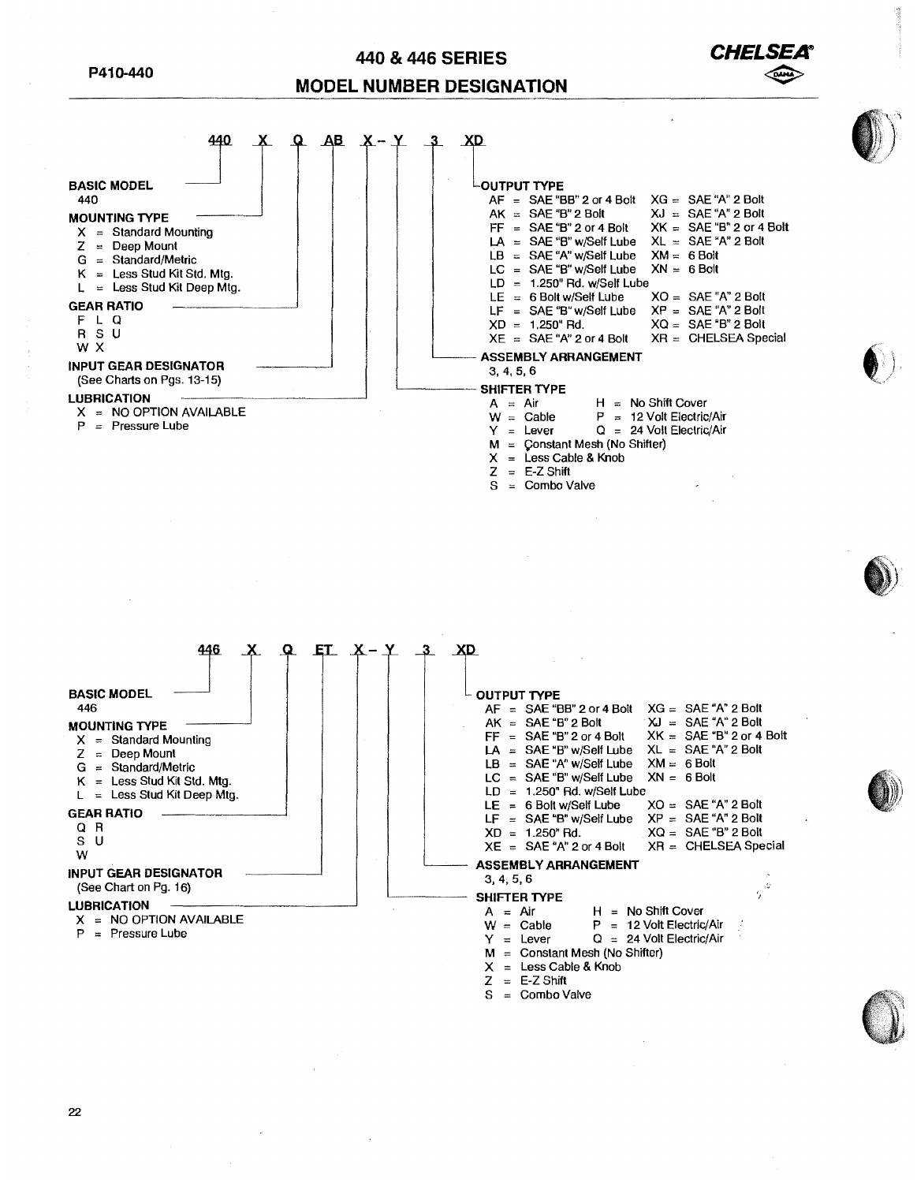# 440 & 446 SERIES
# MODEL NUMBER DESIGNATION

## 440 X Q AB X-Y 3 XD

**BASIC MODEL**
440

**MOUNTING TYPE**
- X = Standard Mounting
- Z = Deep Mount
- G = Standard/Metric
- K = Less Stud Kit Std. Mtg.
- L = Less Stud Kit Deep Mtg.

**GEAR RATIO**
F L Q
R S U
W X

**INPUT GEAR DESIGNATOR**
(See Charts on Pgs. 13-15)

**LUBRICATION**
- X = NO OPTION AVAILABLE
- P = Pressure Lube

**OUTPUT TYPE**

| | |
|---|---|
| AF = SAE "BB" 2 or 4 Bolt | XG = SAE "A" 2 Bolt |
| AK = SAE "B" 2 Bolt | XJ = SAE "A" 2 Bolt |
| FF = SAE "B" 2 or 4 Bolt | XK = SAE "B" 2 or 4 Bolt |
| LA = SAE "B" w/Self Lube | XL = SAE "A" 2 Bolt |
| LB = SAE "A" w/Self Lube | XM = 6 Bolt |
| LC = SAE "B" w/Self Lube | XN = 6 Bolt |
| LD = 1.250" Rd. w/Self Lube | |
| LE = 6 Bolt w/Self Lube | XO = SAE "A" 2 Bolt |
| LF = SAE "B" w/Self Lube | XP = SAE "A" 2 Bolt |
| XD = 1.250" Rd. | XQ = SAE "B" 2 Bolt |
| XE = SAE "A" 2 or 4 Bolt | XR = CHELSEA Special |

**ASSEMBLY ARRANGEMENT**
3, 4, 5, 6

**SHIFTER TYPE**
- A = Air
- H = No Shift Cover
- W = Cable
- P = 12 Volt Electric/Air
- Y = Lever
- Q = 24 Volt Electric/Air
- M = Constant Mesh (No Shifter)
- X = Less Cable & Knob
- Z = E-Z Shift
- S = Combo Valve

## 446 X Q ET X-Y 3 XD

**BASIC MODEL**
446

**MOUNTING TYPE**
- X = Standard Mounting
- Z = Deep Mount
- G = Standard/Metric
- K = Less Stud Kit Std. Mtg.
- L = Less Stud Kit Deep Mtg.

**GEAR RATIO**
Q R
S U
W

**INPUT GEAR DESIGNATOR**
(See Chart on Pg. 16)

**LUBRICATION**
- X = NO OPTION AVAILABLE
- P = Pressure Lube

**OUTPUT TYPE**

| | |
|---|---|
| AF = SAE "BB" 2 or 4 Bolt | XG = SAE "A" 2 Bolt |
| AK = SAE "B" 2 Bolt | XJ = SAE "A" 2 Bolt |
| FF = SAE "B" 2 or 4 Bolt | XK = SAE "B" 2 or 4 Bolt |
| LA = SAE "B" w/Self Lube | XL = SAE "A" 2 Bolt |
| LB = SAE "A" w/Self Lube | XM = 6 Bolt |
| LC = SAE "B" w/Self Lube | XN = 6 Bolt |
| LD = 1.250" Rd. w/Self Lube | |
| LE = 6 Bolt w/Self Lube | XO = SAE "A" 2 Bolt |
| LF = SAE "B" w/Self Lube | XP = SAE "A" 2 Bolt |
| XD = 1.250" Rd. | XQ = SAE "B" 2 Bolt |
| XE = SAE "A" 2 or 4 Bolt | XR = CHELSEA Special |

**ASSEMBLY ARRANGEMENT**
3, 4, 5, 6

**SHIFTER TYPE**
- A = Air
- H = No Shift Cover
- W = Cable
- P = 12 Volt Electric/Air
- Y = Lever
- Q = 24 Volt Electric/Air
- M = Constant Mesh (No Shifter)
- X = Less Cable & Knob
- Z = E-Z Shift
- S = Combo Valve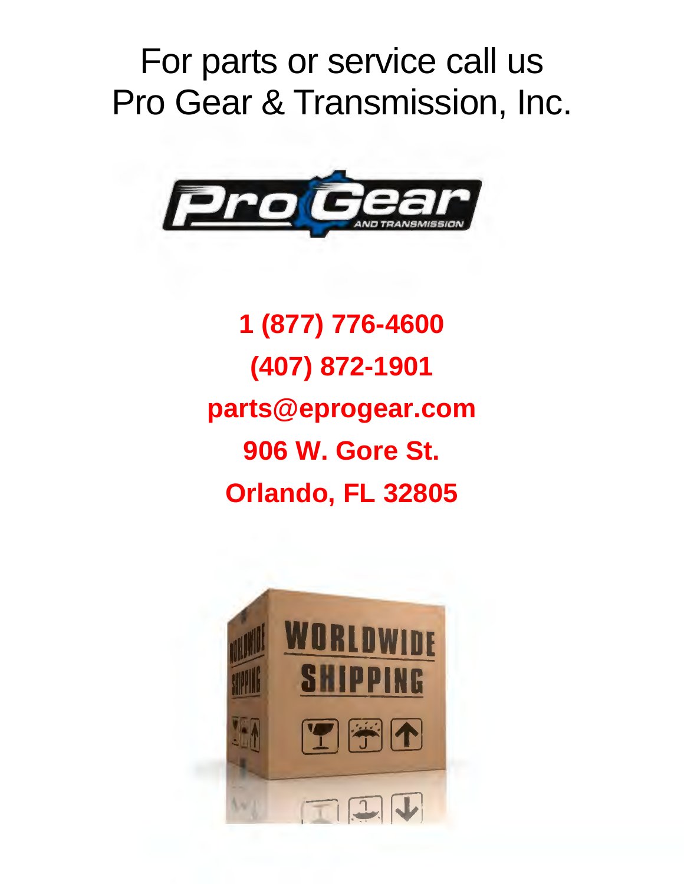# For parts or service call us Pro Gear & Transmission, Inc.

**1 (877) 776-4600**

**(407) 872-1901**

**parts@eprogear.com**

**906 W. Gore St.**

**Orlando, FL 32805**